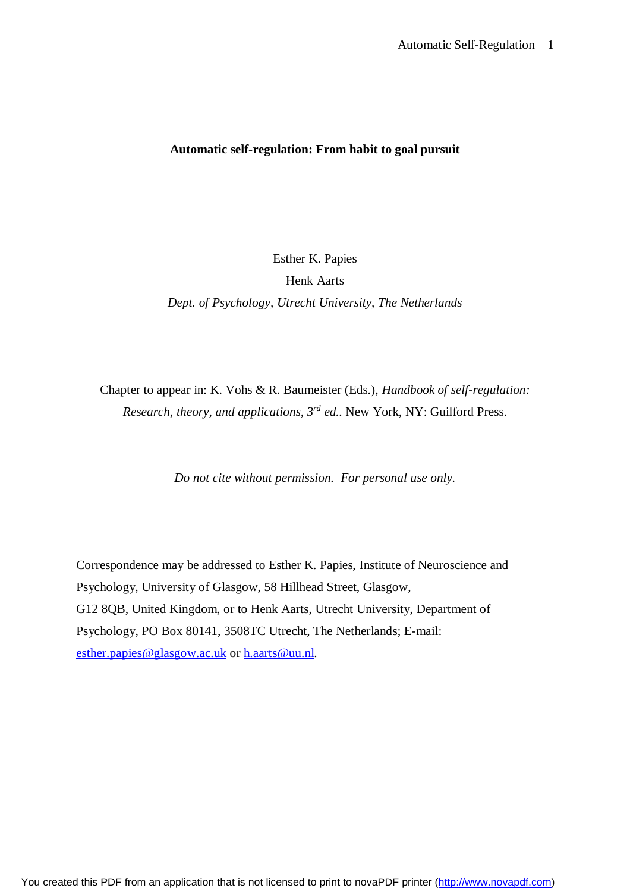**Automatic self-regulation: From habit to goal pursuit**

Esther K. Papies

Henk Aarts

*Dept. of Psychology, Utrecht University, The Netherlands*

Chapter to appear in: K. Vohs & R. Baumeister (Eds.), *Handbook of self-regulation: Research, theory, and applications, 3rd ed.*. New York, NY: Guilford Press.

*Do not cite without permission. For personal use only.*

Correspondence may be addressed to Esther K. Papies, Institute of Neuroscience and Psychology, University of Glasgow, 58 Hillhead Street, Glasgow, G12 8QB, United Kingdom, or to Henk Aarts, Utrecht University, Department of Psychology, PO Box 80141, 3508TC Utrecht, The Netherlands; E-mail: esther.papies@glasgow.ac.uk or h.aarts@uu.nl.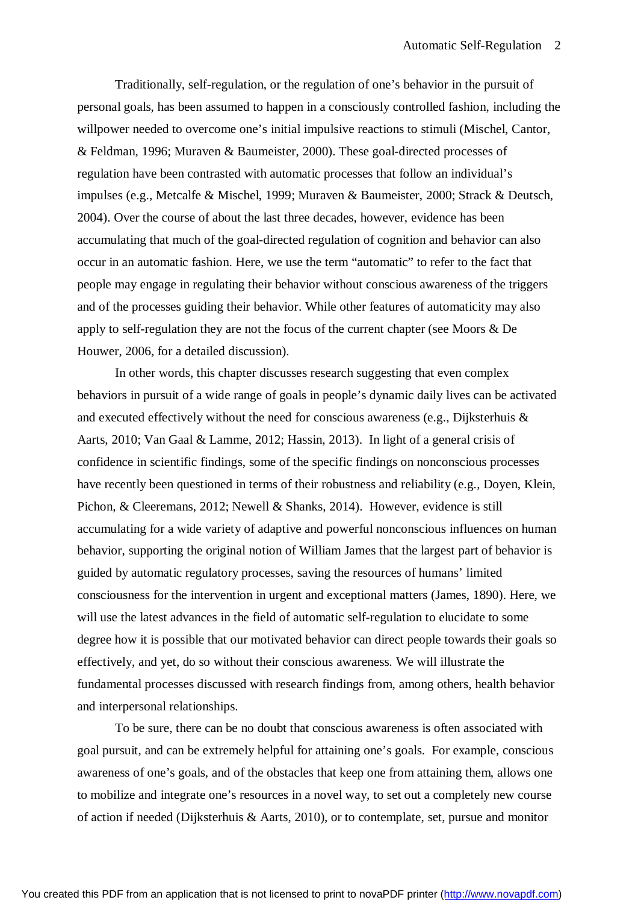Traditionally, self-regulation, or the regulation of one's behavior in the pursuit of personal goals, has been assumed to happen in a consciously controlled fashion, including the willpower needed to overcome one's initial impulsive reactions to stimuli (Mischel, Cantor, & Feldman, 1996; Muraven & Baumeister, 2000). These goal-directed processes of regulation have been contrasted with automatic processes that follow an individual's impulses (e.g., Metcalfe & Mischel, 1999; Muraven & Baumeister, 2000; Strack & Deutsch, 2004). Over the course of about the last three decades, however, evidence has been accumulating that much of the goal-directed regulation of cognition and behavior can also occur in an automatic fashion. Here, we use the term "automatic" to refer to the fact that people may engage in regulating their behavior without conscious awareness of the triggers and of the processes guiding their behavior. While other features of automaticity may also apply to self-regulation they are not the focus of the current chapter (see Moors & De Houwer, 2006, for a detailed discussion).

In other words, this chapter discusses research suggesting that even complex behaviors in pursuit of a wide range of goals in people's dynamic daily lives can be activated and executed effectively without the need for conscious awareness (e.g., Dijksterhuis & Aarts, 2010; Van Gaal & Lamme, 2012; Hassin, 2013). In light of a general crisis of confidence in scientific findings, some of the specific findings on nonconscious processes have recently been questioned in terms of their robustness and reliability (e.g., Doyen, Klein, Pichon, & Cleeremans, 2012; Newell & Shanks, 2014). However, evidence is still accumulating for a wide variety of adaptive and powerful nonconscious influences on human behavior, supporting the original notion of William James that the largest part of behavior is guided by automatic regulatory processes, saving the resources of humans' limited consciousness for the intervention in urgent and exceptional matters (James, 1890). Here, we will use the latest advances in the field of automatic self-regulation to elucidate to some degree how it is possible that our motivated behavior can direct people towards their goals so effectively, and yet, do so without their conscious awareness. We will illustrate the fundamental processes discussed with research findings from, among others, health behavior and interpersonal relationships.

To be sure, there can be no doubt that conscious awareness is often associated with goal pursuit, and can be extremely helpful for attaining one's goals. For example, conscious awareness of one's goals, and of the obstacles that keep one from attaining them, allows one to mobilize and integrate one's resources in a novel way, to set out a completely new course of action if needed (Dijksterhuis & Aarts, 2010), or to contemplate, set, pursue and monitor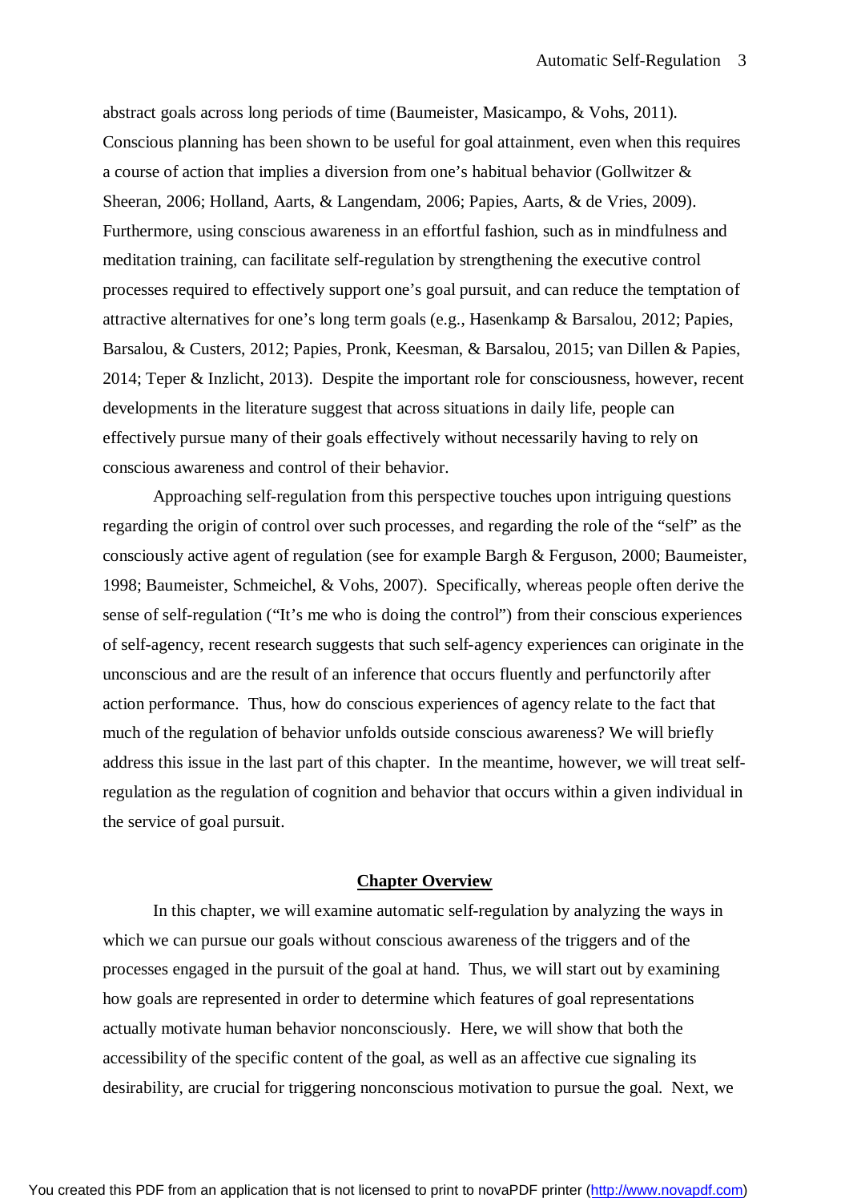abstract goals across long periods of time (Baumeister, Masicampo, & Vohs, 2011). Conscious planning has been shown to be useful for goal attainment, even when this requires a course of action that implies a diversion from one's habitual behavior (Gollwitzer & Sheeran, 2006; Holland, Aarts, & Langendam, 2006; Papies, Aarts, & de Vries, 2009). Furthermore, using conscious awareness in an effortful fashion, such as in mindfulness and meditation training, can facilitate self-regulation by strengthening the executive control processes required to effectively support one's goal pursuit, and can reduce the temptation of attractive alternatives for one's long term goals (e.g., Hasenkamp & Barsalou, 2012; Papies, Barsalou, & Custers, 2012; Papies, Pronk, Keesman, & Barsalou, 2015; van Dillen & Papies, 2014; Teper & Inzlicht, 2013). Despite the important role for consciousness, however, recent developments in the literature suggest that across situations in daily life, people can effectively pursue many of their goals effectively without necessarily having to rely on conscious awareness and control of their behavior.

Approaching self-regulation from this perspective touches upon intriguing questions regarding the origin of control over such processes, and regarding the role of the "self" as the consciously active agent of regulation (see for example Bargh & Ferguson, 2000; Baumeister, 1998; Baumeister, Schmeichel, & Vohs, 2007). Specifically, whereas people often derive the sense of self-regulation ("It's me who is doing the control") from their conscious experiences of self-agency, recent research suggests that such self-agency experiences can originate in the unconscious and are the result of an inference that occurs fluently and perfunctorily after action performance. Thus, how do conscious experiences of agency relate to the fact that much of the regulation of behavior unfolds outside conscious awareness? We will briefly address this issue in the last part of this chapter. In the meantime, however, we will treat self-regulation as the regulation of cognition and behavior that occurs within a given individual in the service of goal pursuit.

## Chapter Overview

In this chapter, we will examine automatic self-regulation by analyzing the ways in which we can pursue our goals without conscious awareness of the triggers and of the processes engaged in the pursuit of the goal at hand. Thus, we will start out by examining how goals are represented in order to determine which features of goal representations actually motivate human behavior nonconsciously. Here, we will show that both the accessibility of the specific content of the goal, as well as an affective cue signaling its desirability, are crucial for triggering nonconscious motivation to pursue the goal. Next, we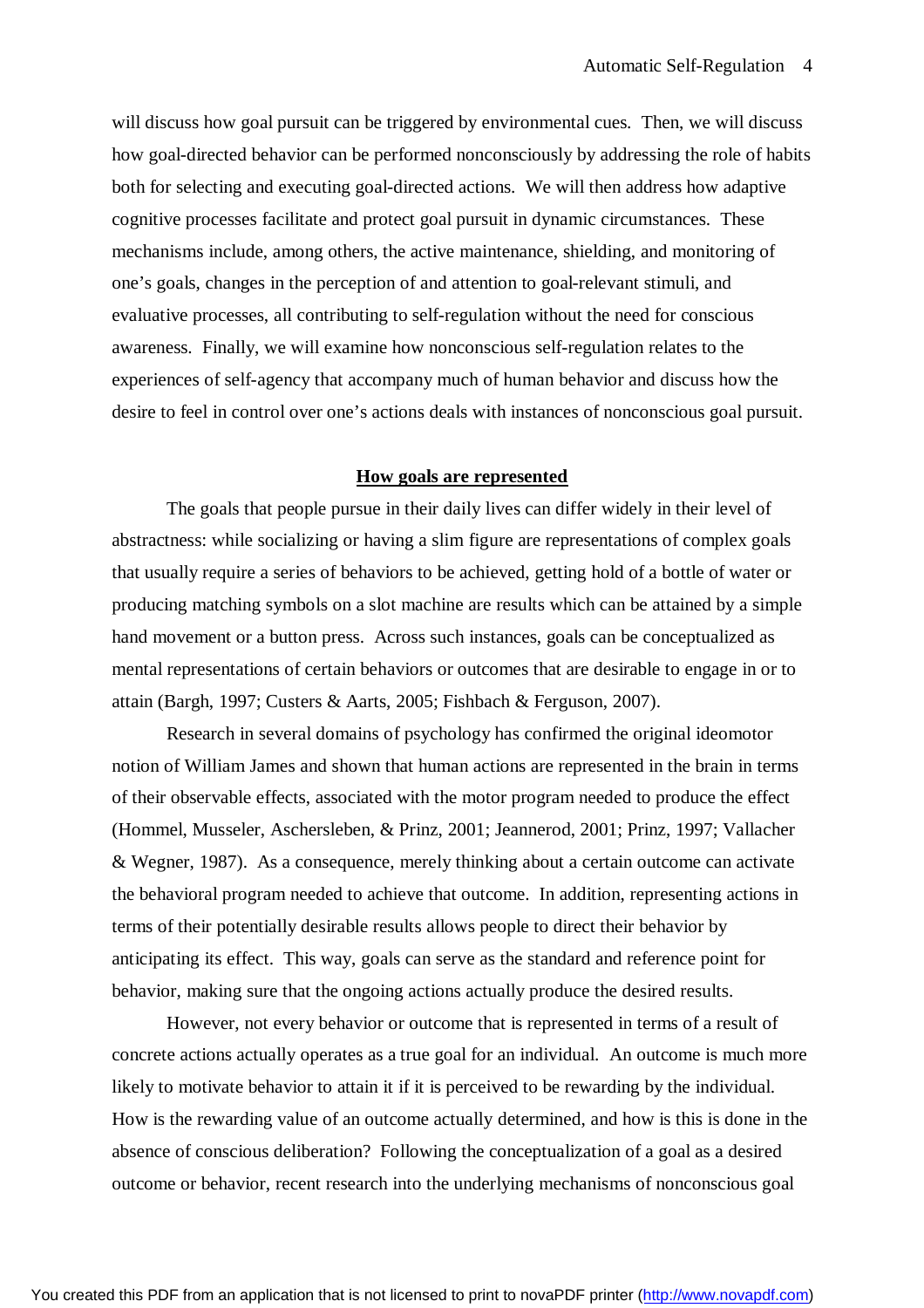will discuss how goal pursuit can be triggered by environmental cues. Then, we will discuss how goal-directed behavior can be performed nonconsciously by addressing the role of habits both for selecting and executing goal-directed actions. We will then address how adaptive cognitive processes facilitate and protect goal pursuit in dynamic circumstances. These mechanisms include, among others, the active maintenance, shielding, and monitoring of one's goals, changes in the perception of and attention to goal-relevant stimuli, and evaluative processes, all contributing to self-regulation without the need for conscious awareness. Finally, we will examine how nonconscious self-regulation relates to the experiences of self-agency that accompany much of human behavior and discuss how the desire to feel in control over one's actions deals with instances of nonconscious goal pursuit.

## How goals are represented

The goals that people pursue in their daily lives can differ widely in their level of abstractness: while socializing or having a slim figure are representations of complex goals that usually require a series of behaviors to be achieved, getting hold of a bottle of water or producing matching symbols on a slot machine are results which can be attained by a simple hand movement or a button press. Across such instances, goals can be conceptualized as mental representations of certain behaviors or outcomes that are desirable to engage in or to attain (Bargh, 1997; Custers & Aarts, 2005; Fishbach & Ferguson, 2007).

Research in several domains of psychology has confirmed the original ideomotor notion of William James and shown that human actions are represented in the brain in terms of their observable effects, associated with the motor program needed to produce the effect (Hommel, Musseler, Aschersleben, & Prinz, 2001; Jeannerod, 2001; Prinz, 1997; Vallacher & Wegner, 1987). As a consequence, merely thinking about a certain outcome can activate the behavioral program needed to achieve that outcome. In addition, representing actions in terms of their potentially desirable results allows people to direct their behavior by anticipating its effect. This way, goals can serve as the standard and reference point for behavior, making sure that the ongoing actions actually produce the desired results.

However, not every behavior or outcome that is represented in terms of a result of concrete actions actually operates as a true goal for an individual. An outcome is much more likely to motivate behavior to attain it if it is perceived to be rewarding by the individual. How is the rewarding value of an outcome actually determined, and how is this is done in the absence of conscious deliberation? Following the conceptualization of a goal as a desired outcome or behavior, recent research into the underlying mechanisms of nonconscious goal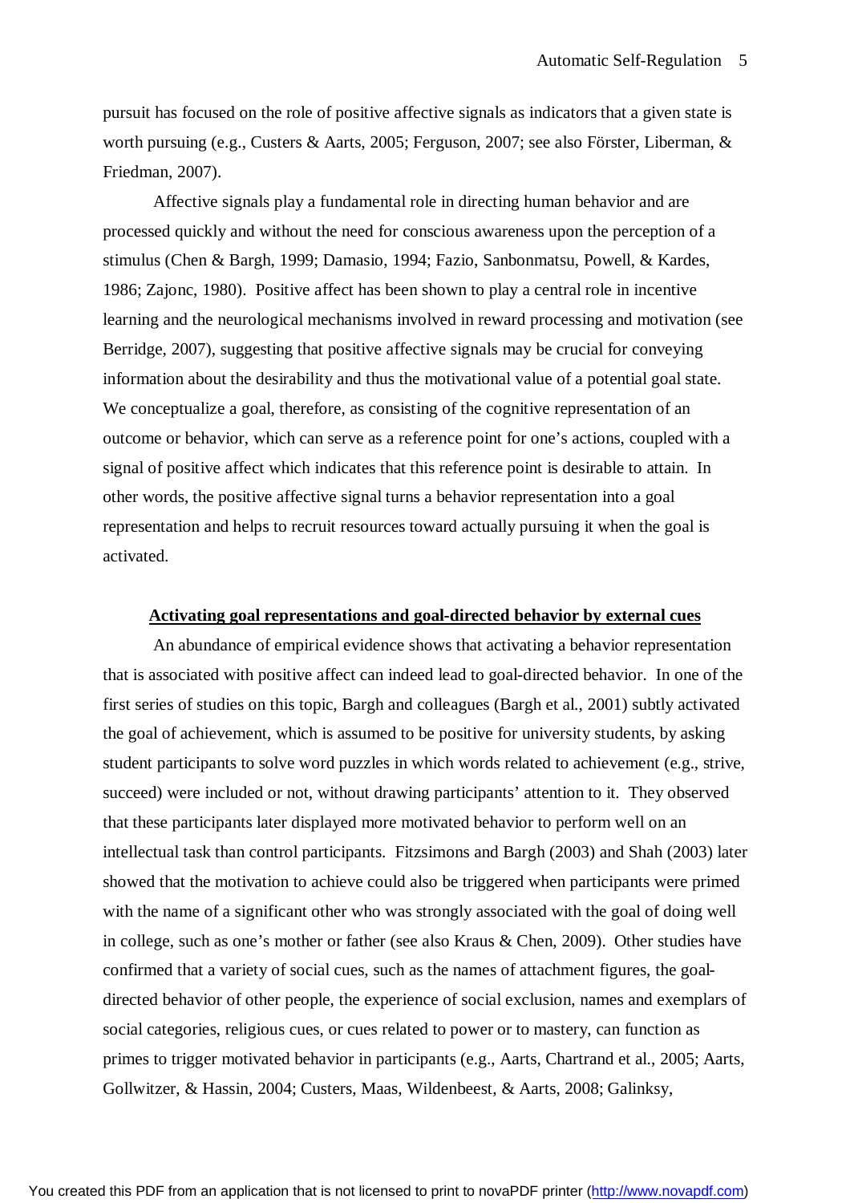pursuit has focused on the role of positive affective signals as indicators that a given state is worth pursuing (e.g., Custers & Aarts, 2005; Ferguson, 2007; see also Förster, Liberman, & Friedman, 2007).

Affective signals play a fundamental role in directing human behavior and are processed quickly and without the need for conscious awareness upon the perception of a stimulus (Chen & Bargh, 1999; Damasio, 1994; Fazio, Sanbonmatsu, Powell, & Kardes, 1986; Zajonc, 1980). Positive affect has been shown to play a central role in incentive learning and the neurological mechanisms involved in reward processing and motivation (see Berridge, 2007), suggesting that positive affective signals may be crucial for conveying information about the desirability and thus the motivational value of a potential goal state. We conceptualize a goal, therefore, as consisting of the cognitive representation of an outcome or behavior, which can serve as a reference point for one's actions, coupled with a signal of positive affect which indicates that this reference point is desirable to attain. In other words, the positive affective signal turns a behavior representation into a goal representation and helps to recruit resources toward actually pursuing it when the goal is activated.

## Activating goal representations and goal-directed behavior by external cues

An abundance of empirical evidence shows that activating a behavior representation that is associated with positive affect can indeed lead to goal-directed behavior. In one of the first series of studies on this topic, Bargh and colleagues (Bargh et al., 2001) subtly activated the goal of achievement, which is assumed to be positive for university students, by asking student participants to solve word puzzles in which words related to achievement (e.g., strive, succeed) were included or not, without drawing participants' attention to it. They observed that these participants later displayed more motivated behavior to perform well on an intellectual task than control participants. Fitzsimons and Bargh (2003) and Shah (2003) later showed that the motivation to achieve could also be triggered when participants were primed with the name of a significant other who was strongly associated with the goal of doing well in college, such as one's mother or father (see also Kraus & Chen, 2009). Other studies have confirmed that a variety of social cues, such as the names of attachment figures, the goal-directed behavior of other people, the experience of social exclusion, names and exemplars of social categories, religious cues, or cues related to power or to mastery, can function as primes to trigger motivated behavior in participants (e.g., Aarts, Chartrand et al., 2005; Aarts, Gollwitzer, & Hassin, 2004; Custers, Maas, Wildenbeest, & Aarts, 2008; Galinksy,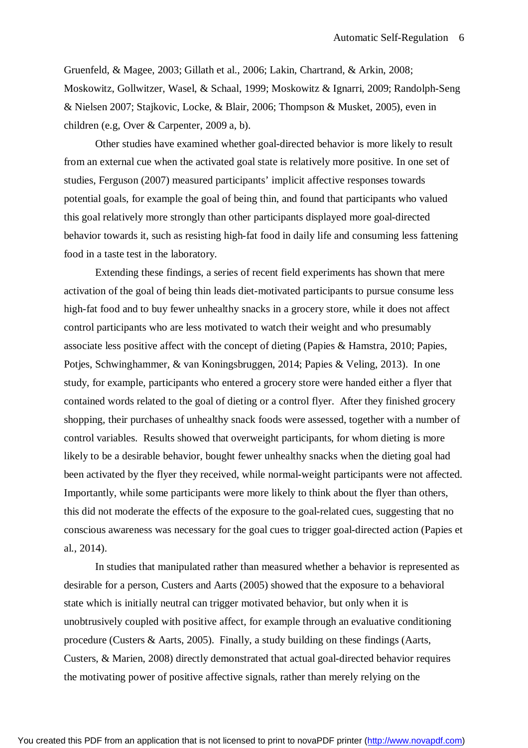Gruenfeld, & Magee, 2003; Gillath et al., 2006; Lakin, Chartrand, & Arkin, 2008; Moskowitz, Gollwitzer, Wasel, & Schaal, 1999; Moskowitz & Ignarri, 2009; Randolph-Seng & Nielsen 2007; Stajkovic, Locke, & Blair, 2006; Thompson & Musket, 2005), even in children (e.g, Over & Carpenter, 2009 a, b).

Other studies have examined whether goal-directed behavior is more likely to result from an external cue when the activated goal state is relatively more positive. In one set of studies, Ferguson (2007) measured participants' implicit affective responses towards potential goals, for example the goal of being thin, and found that participants who valued this goal relatively more strongly than other participants displayed more goal-directed behavior towards it, such as resisting high-fat food in daily life and consuming less fattening food in a taste test in the laboratory.

Extending these findings, a series of recent field experiments has shown that mere activation of the goal of being thin leads diet-motivated participants to pursue consume less high-fat food and to buy fewer unhealthy snacks in a grocery store, while it does not affect control participants who are less motivated to watch their weight and who presumably associate less positive affect with the concept of dieting (Papies & Hamstra, 2010; Papies, Potjes, Schwinghammer, & van Koningsbruggen, 2014; Papies & Veling, 2013). In one study, for example, participants who entered a grocery store were handed either a flyer that contained words related to the goal of dieting or a control flyer. After they finished grocery shopping, their purchases of unhealthy snack foods were assessed, together with a number of control variables. Results showed that overweight participants, for whom dieting is more likely to be a desirable behavior, bought fewer unhealthy snacks when the dieting goal had been activated by the flyer they received, while normal-weight participants were not affected. Importantly, while some participants were more likely to think about the flyer than others, this did not moderate the effects of the exposure to the goal-related cues, suggesting that no conscious awareness was necessary for the goal cues to trigger goal-directed action (Papies et al., 2014).

In studies that manipulated rather than measured whether a behavior is represented as desirable for a person, Custers and Aarts (2005) showed that the exposure to a behavioral state which is initially neutral can trigger motivated behavior, but only when it is unobtrusively coupled with positive affect, for example through an evaluative conditioning procedure (Custers & Aarts, 2005). Finally, a study building on these findings (Aarts, Custers, & Marien, 2008) directly demonstrated that actual goal-directed behavior requires the motivating power of positive affective signals, rather than merely relying on the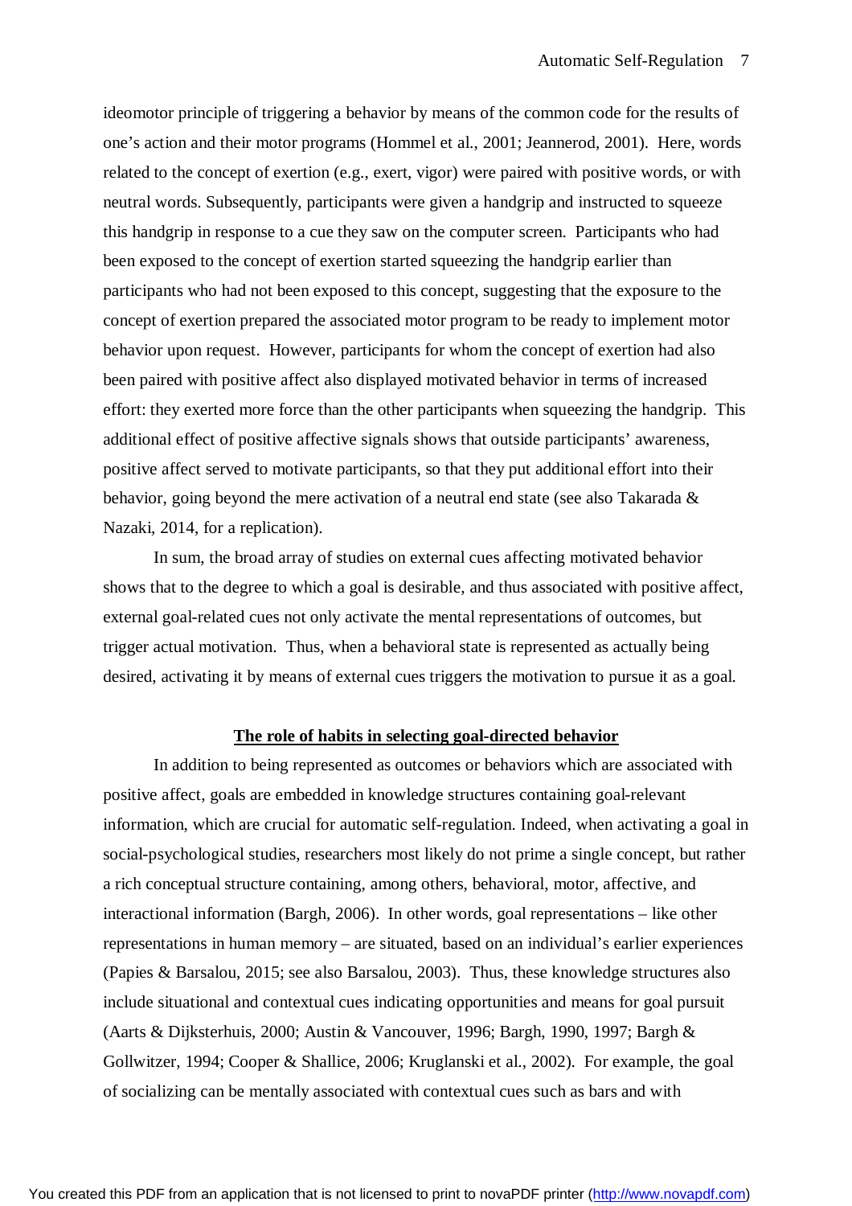ideomotor principle of triggering a behavior by means of the common code for the results of one's action and their motor programs (Hommel et al., 2001; Jeannerod, 2001). Here, words related to the concept of exertion (e.g., exert, vigor) were paired with positive words, or with neutral words. Subsequently, participants were given a handgrip and instructed to squeeze this handgrip in response to a cue they saw on the computer screen. Participants who had been exposed to the concept of exertion started squeezing the handgrip earlier than participants who had not been exposed to this concept, suggesting that the exposure to the concept of exertion prepared the associated motor program to be ready to implement motor behavior upon request. However, participants for whom the concept of exertion had also been paired with positive affect also displayed motivated behavior in terms of increased effort: they exerted more force than the other participants when squeezing the handgrip. This additional effect of positive affective signals shows that outside participants' awareness, positive affect served to motivate participants, so that they put additional effort into their behavior, going beyond the mere activation of a neutral end state (see also Takarada & Nazaki, 2014, for a replication).

In sum, the broad array of studies on external cues affecting motivated behavior shows that to the degree to which a goal is desirable, and thus associated with positive affect, external goal-related cues not only activate the mental representations of outcomes, but trigger actual motivation. Thus, when a behavioral state is represented as actually being desired, activating it by means of external cues triggers the motivation to pursue it as a goal.

## **The role of habits in selecting goal-directed behavior**

In addition to being represented as outcomes or behaviors which are associated with positive affect, goals are embedded in knowledge structures containing goal-relevant information, which are crucial for automatic self-regulation. Indeed, when activating a goal in social-psychological studies, researchers most likely do not prime a single concept, but rather a rich conceptual structure containing, among others, behavioral, motor, affective, and interactional information (Bargh, 2006). In other words, goal representations – like other representations in human memory – are situated, based on an individual's earlier experiences (Papies & Barsalou, 2015; see also Barsalou, 2003). Thus, these knowledge structures also include situational and contextual cues indicating opportunities and means for goal pursuit (Aarts & Dijksterhuis, 2000; Austin & Vancouver, 1996; Bargh, 1990, 1997; Bargh & Gollwitzer, 1994; Cooper & Shallice, 2006; Kruglanski et al., 2002). For example, the goal of socializing can be mentally associated with contextual cues such as bars and with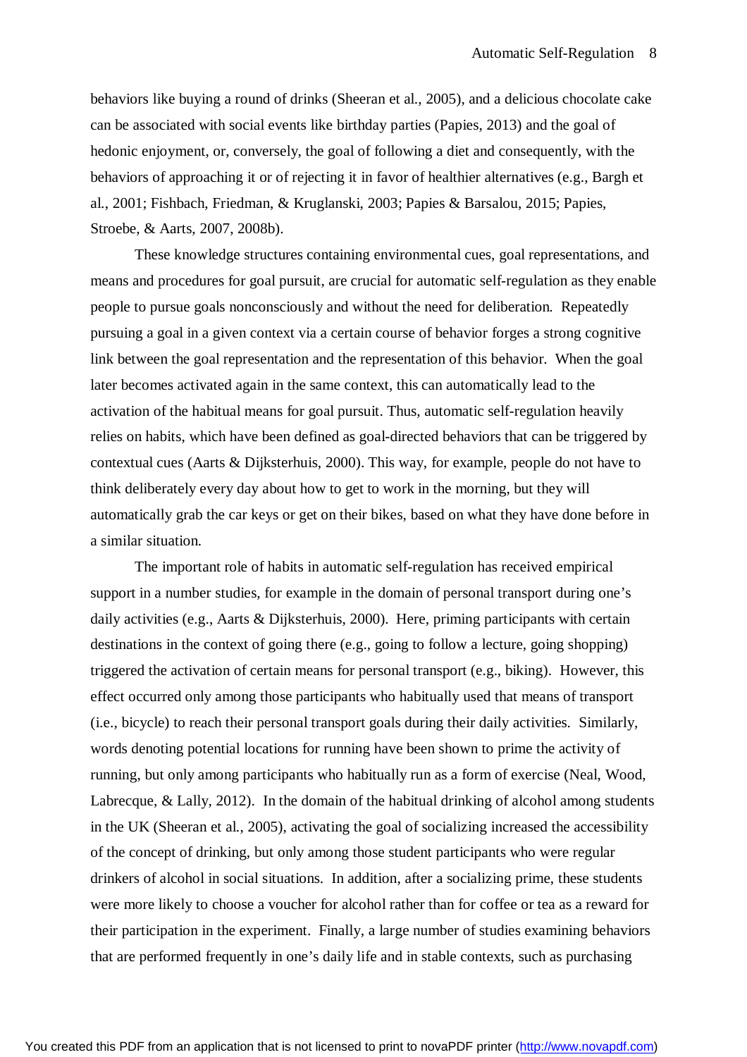behaviors like buying a round of drinks (Sheeran et al., 2005), and a delicious chocolate cake can be associated with social events like birthday parties (Papies, 2013) and the goal of hedonic enjoyment, or, conversely, the goal of following a diet and consequently, with the behaviors of approaching it or of rejecting it in favor of healthier alternatives (e.g., Bargh et al., 2001; Fishbach, Friedman, & Kruglanski, 2003; Papies & Barsalou, 2015; Papies, Stroebe, & Aarts, 2007, 2008b).

These knowledge structures containing environmental cues, goal representations, and means and procedures for goal pursuit, are crucial for automatic self-regulation as they enable people to pursue goals nonconsciously and without the need for deliberation. Repeatedly pursuing a goal in a given context via a certain course of behavior forges a strong cognitive link between the goal representation and the representation of this behavior. When the goal later becomes activated again in the same context, this can automatically lead to the activation of the habitual means for goal pursuit. Thus, automatic self-regulation heavily relies on habits, which have been defined as goal-directed behaviors that can be triggered by contextual cues (Aarts & Dijksterhuis, 2000). This way, for example, people do not have to think deliberately every day about how to get to work in the morning, but they will automatically grab the car keys or get on their bikes, based on what they have done before in a similar situation.

The important role of habits in automatic self-regulation has received empirical support in a number studies, for example in the domain of personal transport during one's daily activities (e.g., Aarts & Dijksterhuis, 2000). Here, priming participants with certain destinations in the context of going there (e.g., going to follow a lecture, going shopping) triggered the activation of certain means for personal transport (e.g., biking). However, this effect occurred only among those participants who habitually used that means of transport (i.e., bicycle) to reach their personal transport goals during their daily activities. Similarly, words denoting potential locations for running have been shown to prime the activity of running, but only among participants who habitually run as a form of exercise (Neal, Wood, Labrecque, & Lally, 2012). In the domain of the habitual drinking of alcohol among students in the UK (Sheeran et al., 2005), activating the goal of socializing increased the accessibility of the concept of drinking, but only among those student participants who were regular drinkers of alcohol in social situations. In addition, after a socializing prime, these students were more likely to choose a voucher for alcohol rather than for coffee or tea as a reward for their participation in the experiment. Finally, a large number of studies examining behaviors that are performed frequently in one's daily life and in stable contexts, such as purchasing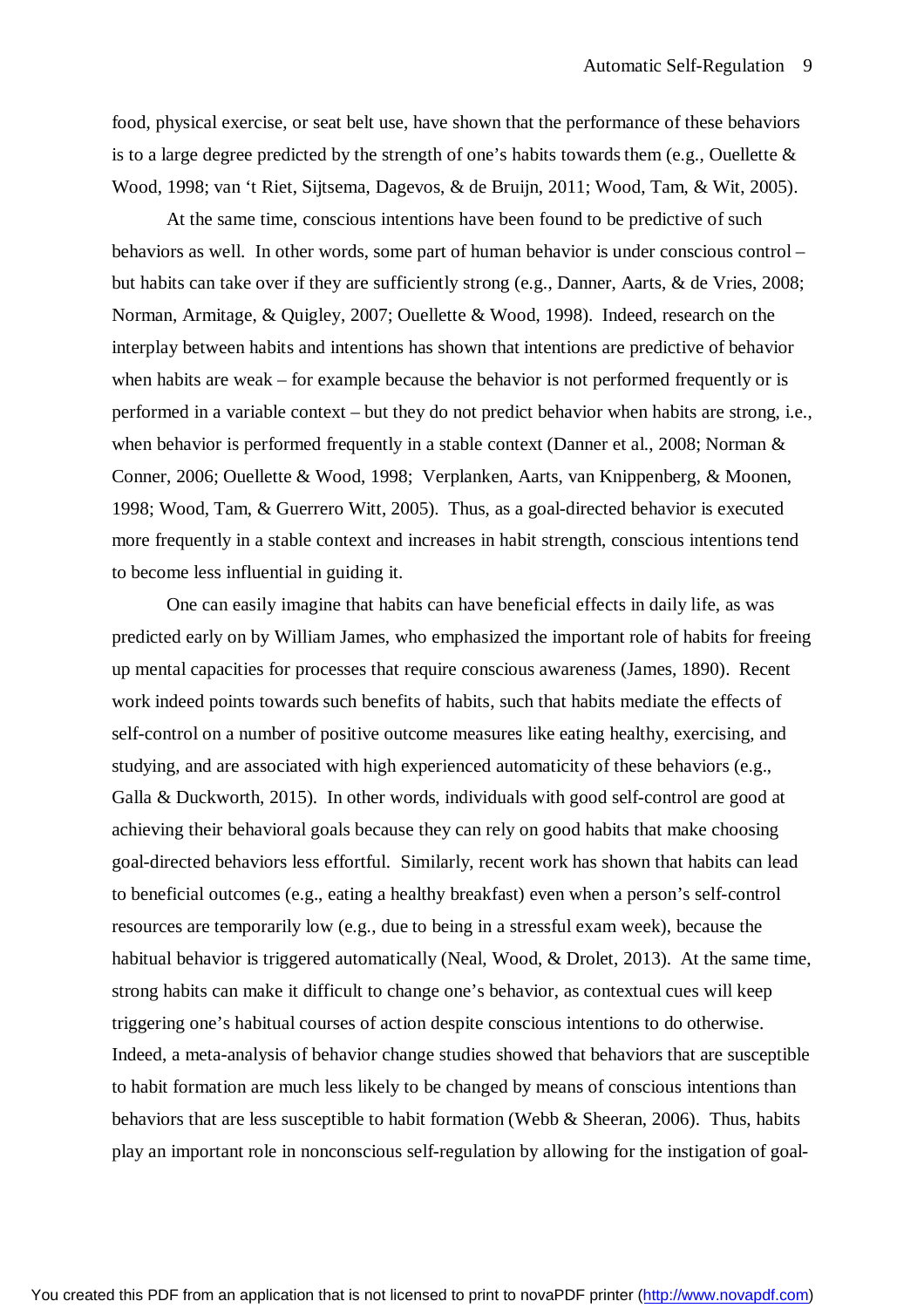food, physical exercise, or seat belt use, have shown that the performance of these behaviors is to a large degree predicted by the strength of one's habits towards them (e.g., Ouellette & Wood, 1998; van 't Riet, Sijtsema, Dagevos, & de Bruijn, 2011; Wood, Tam, & Wit, 2005).

At the same time, conscious intentions have been found to be predictive of such behaviors as well. In other words, some part of human behavior is under conscious control – but habits can take over if they are sufficiently strong (e.g., Danner, Aarts, & de Vries, 2008; Norman, Armitage, & Quigley, 2007; Ouellette & Wood, 1998). Indeed, research on the interplay between habits and intentions has shown that intentions are predictive of behavior when habits are weak – for example because the behavior is not performed frequently or is performed in a variable context – but they do not predict behavior when habits are strong, i.e., when behavior is performed frequently in a stable context (Danner et al., 2008; Norman & Conner, 2006; Ouellette & Wood, 1998; Verplanken, Aarts, van Knippenberg, & Moonen, 1998; Wood, Tam, & Guerrero Witt, 2005). Thus, as a goal-directed behavior is executed more frequently in a stable context and increases in habit strength, conscious intentions tend to become less influential in guiding it.

One can easily imagine that habits can have beneficial effects in daily life, as was predicted early on by William James, who emphasized the important role of habits for freeing up mental capacities for processes that require conscious awareness (James, 1890). Recent work indeed points towards such benefits of habits, such that habits mediate the effects of self-control on a number of positive outcome measures like eating healthy, exercising, and studying, and are associated with high experienced automaticity of these behaviors (e.g., Galla & Duckworth, 2015). In other words, individuals with good self-control are good at achieving their behavioral goals because they can rely on good habits that make choosing goal-directed behaviors less effortful. Similarly, recent work has shown that habits can lead to beneficial outcomes (e.g., eating a healthy breakfast) even when a person's self-control resources are temporarily low (e.g., due to being in a stressful exam week), because the habitual behavior is triggered automatically (Neal, Wood, & Drolet, 2013). At the same time, strong habits can make it difficult to change one's behavior, as contextual cues will keep triggering one's habitual courses of action despite conscious intentions to do otherwise. Indeed, a meta-analysis of behavior change studies showed that behaviors that are susceptible to habit formation are much less likely to be changed by means of conscious intentions than behaviors that are less susceptible to habit formation (Webb & Sheeran, 2006). Thus, habits play an important role in nonconscious self-regulation by allowing for the instigation of goal-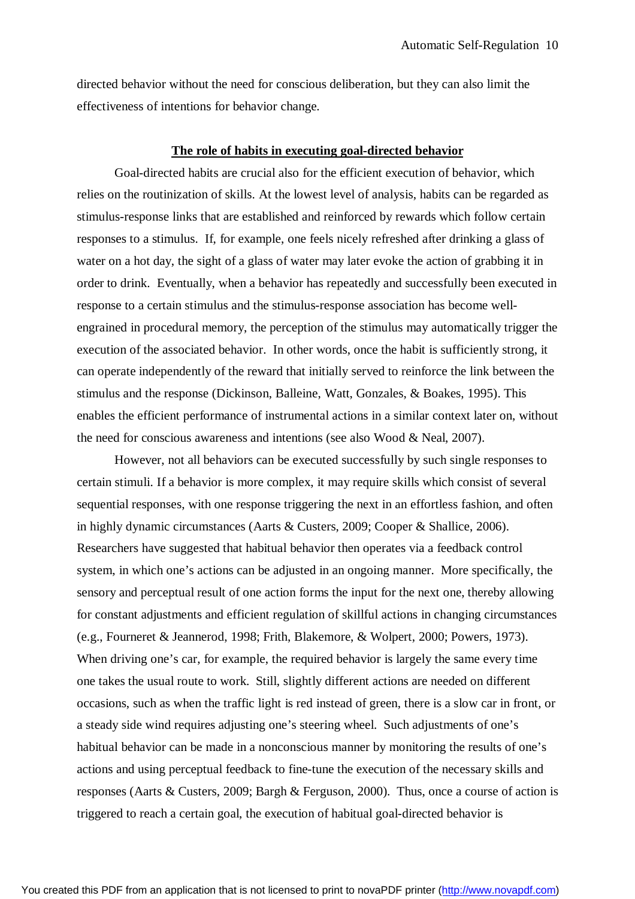directed behavior without the need for conscious deliberation, but they can also limit the effectiveness of intentions for behavior change.

## **The role of habits in executing goal-directed behavior**

Goal-directed habits are crucial also for the efficient execution of behavior, which relies on the routinization of skills. At the lowest level of analysis, habits can be regarded as stimulus-response links that are established and reinforced by rewards which follow certain responses to a stimulus. If, for example, one feels nicely refreshed after drinking a glass of water on a hot day, the sight of a glass of water may later evoke the action of grabbing it in order to drink. Eventually, when a behavior has repeatedly and successfully been executed in response to a certain stimulus and the stimulus-response association has become well-engrained in procedural memory, the perception of the stimulus may automatically trigger the execution of the associated behavior. In other words, once the habit is sufficiently strong, it can operate independently of the reward that initially served to reinforce the link between the stimulus and the response (Dickinson, Balleine, Watt, Gonzales, & Boakes, 1995). This enables the efficient performance of instrumental actions in a similar context later on, without the need for conscious awareness and intentions (see also Wood & Neal, 2007).

However, not all behaviors can be executed successfully by such single responses to certain stimuli. If a behavior is more complex, it may require skills which consist of several sequential responses, with one response triggering the next in an effortless fashion, and often in highly dynamic circumstances (Aarts & Custers, 2009; Cooper & Shallice, 2006). Researchers have suggested that habitual behavior then operates via a feedback control system, in which one's actions can be adjusted in an ongoing manner. More specifically, the sensory and perceptual result of one action forms the input for the next one, thereby allowing for constant adjustments and efficient regulation of skillful actions in changing circumstances (e.g., Fourneret & Jeannerod, 1998; Frith, Blakemore, & Wolpert, 2000; Powers, 1973). When driving one's car, for example, the required behavior is largely the same every time one takes the usual route to work. Still, slightly different actions are needed on different occasions, such as when the traffic light is red instead of green, there is a slow car in front, or a steady side wind requires adjusting one's steering wheel. Such adjustments of one's habitual behavior can be made in a nonconscious manner by monitoring the results of one's actions and using perceptual feedback to fine-tune the execution of the necessary skills and responses (Aarts & Custers, 2009; Bargh & Ferguson, 2000). Thus, once a course of action is triggered to reach a certain goal, the execution of habitual goal-directed behavior is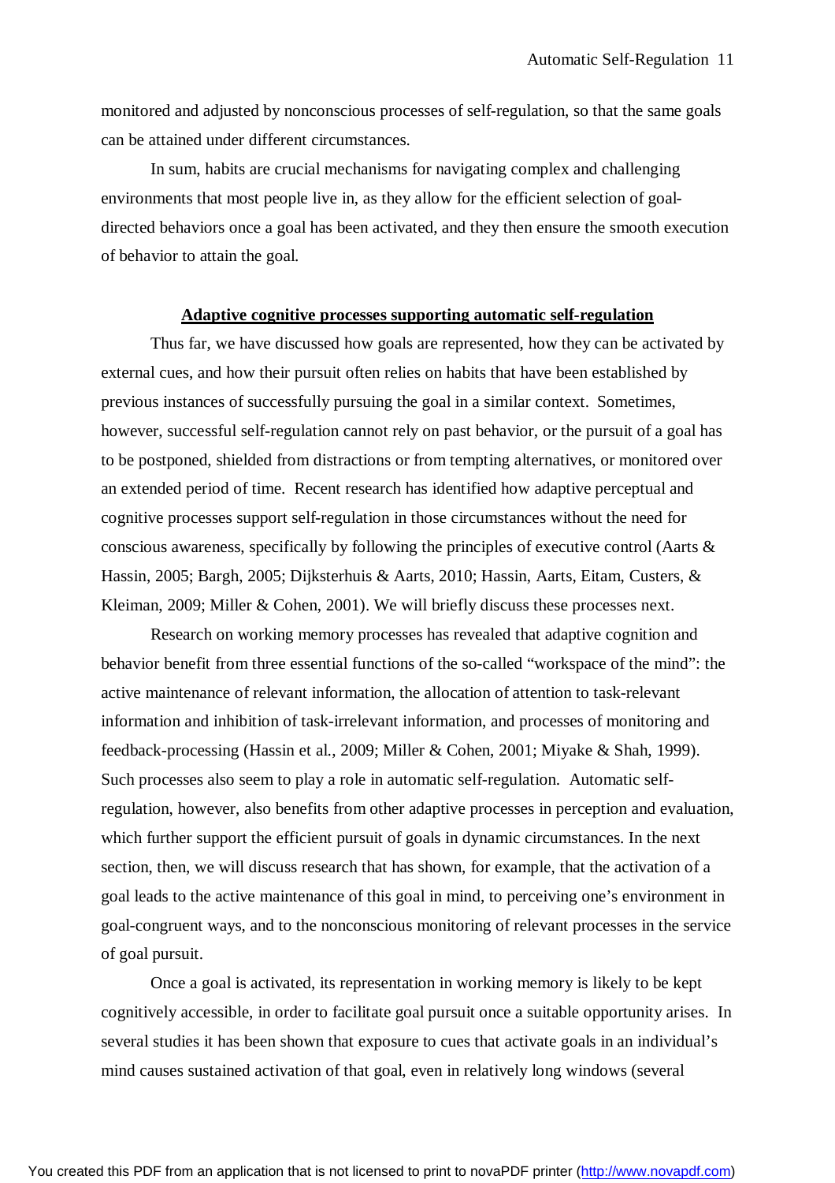monitored and adjusted by nonconscious processes of self-regulation, so that the same goals can be attained under different circumstances.

In sum, habits are crucial mechanisms for navigating complex and challenging environments that most people live in, as they allow for the efficient selection of goal-directed behaviors once a goal has been activated, and they then ensure the smooth execution of behavior to attain the goal.

## Adaptive cognitive processes supporting automatic self-regulation

Thus far, we have discussed how goals are represented, how they can be activated by external cues, and how their pursuit often relies on habits that have been established by previous instances of successfully pursuing the goal in a similar context. Sometimes, however, successful self-regulation cannot rely on past behavior, or the pursuit of a goal has to be postponed, shielded from distractions or from tempting alternatives, or monitored over an extended period of time. Recent research has identified how adaptive perceptual and cognitive processes support self-regulation in those circumstances without the need for conscious awareness, specifically by following the principles of executive control (Aarts & Hassin, 2005; Bargh, 2005; Dijksterhuis & Aarts, 2010; Hassin, Aarts, Eitam, Custers, & Kleiman, 2009; Miller & Cohen, 2001). We will briefly discuss these processes next.

Research on working memory processes has revealed that adaptive cognition and behavior benefit from three essential functions of the so-called "workspace of the mind": the active maintenance of relevant information, the allocation of attention to task-relevant information and inhibition of task-irrelevant information, and processes of monitoring and feedback-processing (Hassin et al., 2009; Miller & Cohen, 2001; Miyake & Shah, 1999). Such processes also seem to play a role in automatic self-regulation. Automatic self-regulation, however, also benefits from other adaptive processes in perception and evaluation, which further support the efficient pursuit of goals in dynamic circumstances. In the next section, then, we will discuss research that has shown, for example, that the activation of a goal leads to the active maintenance of this goal in mind, to perceiving one's environment in goal-congruent ways, and to the nonconscious monitoring of relevant processes in the service of goal pursuit.

Once a goal is activated, its representation in working memory is likely to be kept cognitively accessible, in order to facilitate goal pursuit once a suitable opportunity arises. In several studies it has been shown that exposure to cues that activate goals in an individual's mind causes sustained activation of that goal, even in relatively long windows (several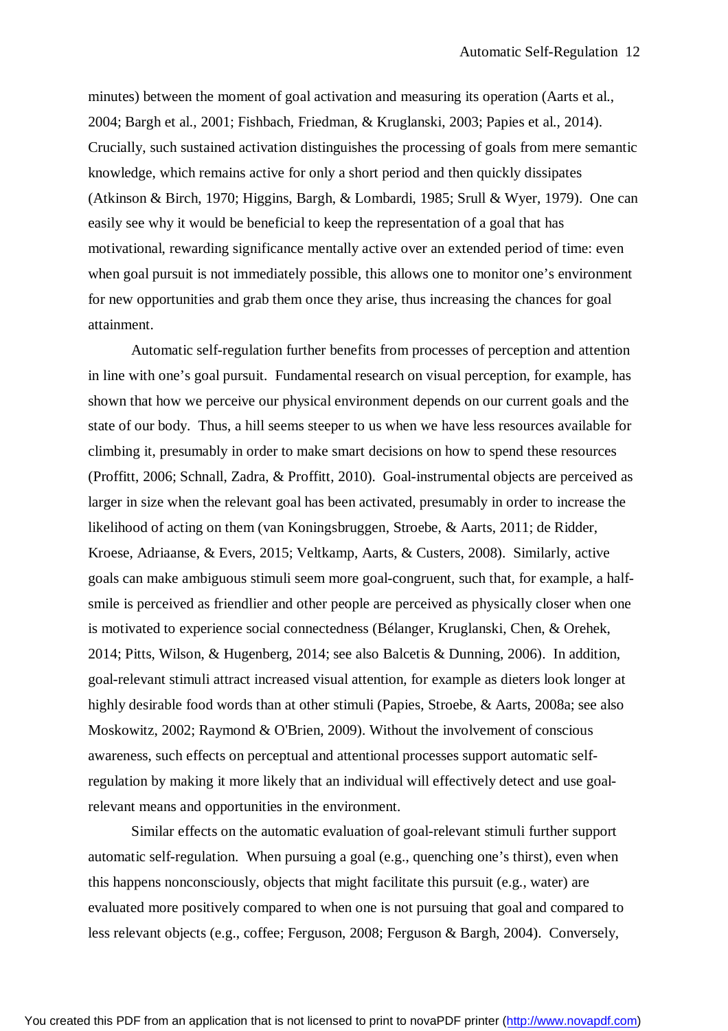minutes) between the moment of goal activation and measuring its operation (Aarts et al., 2004; Bargh et al., 2001; Fishbach, Friedman, & Kruglanski, 2003; Papies et al., 2014). Crucially, such sustained activation distinguishes the processing of goals from mere semantic knowledge, which remains active for only a short period and then quickly dissipates (Atkinson & Birch, 1970; Higgins, Bargh, & Lombardi, 1985; Srull & Wyer, 1979). One can easily see why it would be beneficial to keep the representation of a goal that has motivational, rewarding significance mentally active over an extended period of time: even when goal pursuit is not immediately possible, this allows one to monitor one's environment for new opportunities and grab them once they arise, thus increasing the chances for goal attainment.

Automatic self-regulation further benefits from processes of perception and attention in line with one's goal pursuit. Fundamental research on visual perception, for example, has shown that how we perceive our physical environment depends on our current goals and the state of our body. Thus, a hill seems steeper to us when we have less resources available for climbing it, presumably in order to make smart decisions on how to spend these resources (Proffitt, 2006; Schnall, Zadra, & Proffitt, 2010). Goal-instrumental objects are perceived as larger in size when the relevant goal has been activated, presumably in order to increase the likelihood of acting on them (van Koningsbruggen, Stroebe, & Aarts, 2011; de Ridder, Kroese, Adriaanse, & Evers, 2015; Veltkamp, Aarts, & Custers, 2008). Similarly, active goals can make ambiguous stimuli seem more goal-congruent, such that, for example, a half-smile is perceived as friendlier and other people are perceived as physically closer when one is motivated to experience social connectedness (Bélanger, Kruglanski, Chen, & Orehek, 2014; Pitts, Wilson, & Hugenberg, 2014; see also Balcetis & Dunning, 2006). In addition, goal-relevant stimuli attract increased visual attention, for example as dieters look longer at highly desirable food words than at other stimuli (Papies, Stroebe, & Aarts, 2008a; see also Moskowitz, 2002; Raymond & O'Brien, 2009). Without the involvement of conscious awareness, such effects on perceptual and attentional processes support automatic self-regulation by making it more likely that an individual will effectively detect and use goal-relevant means and opportunities in the environment.

Similar effects on the automatic evaluation of goal-relevant stimuli further support automatic self-regulation. When pursuing a goal (e.g., quenching one's thirst), even when this happens nonconsciously, objects that might facilitate this pursuit (e.g., water) are evaluated more positively compared to when one is not pursuing that goal and compared to less relevant objects (e.g., coffee; Ferguson, 2008; Ferguson & Bargh, 2004). Conversely,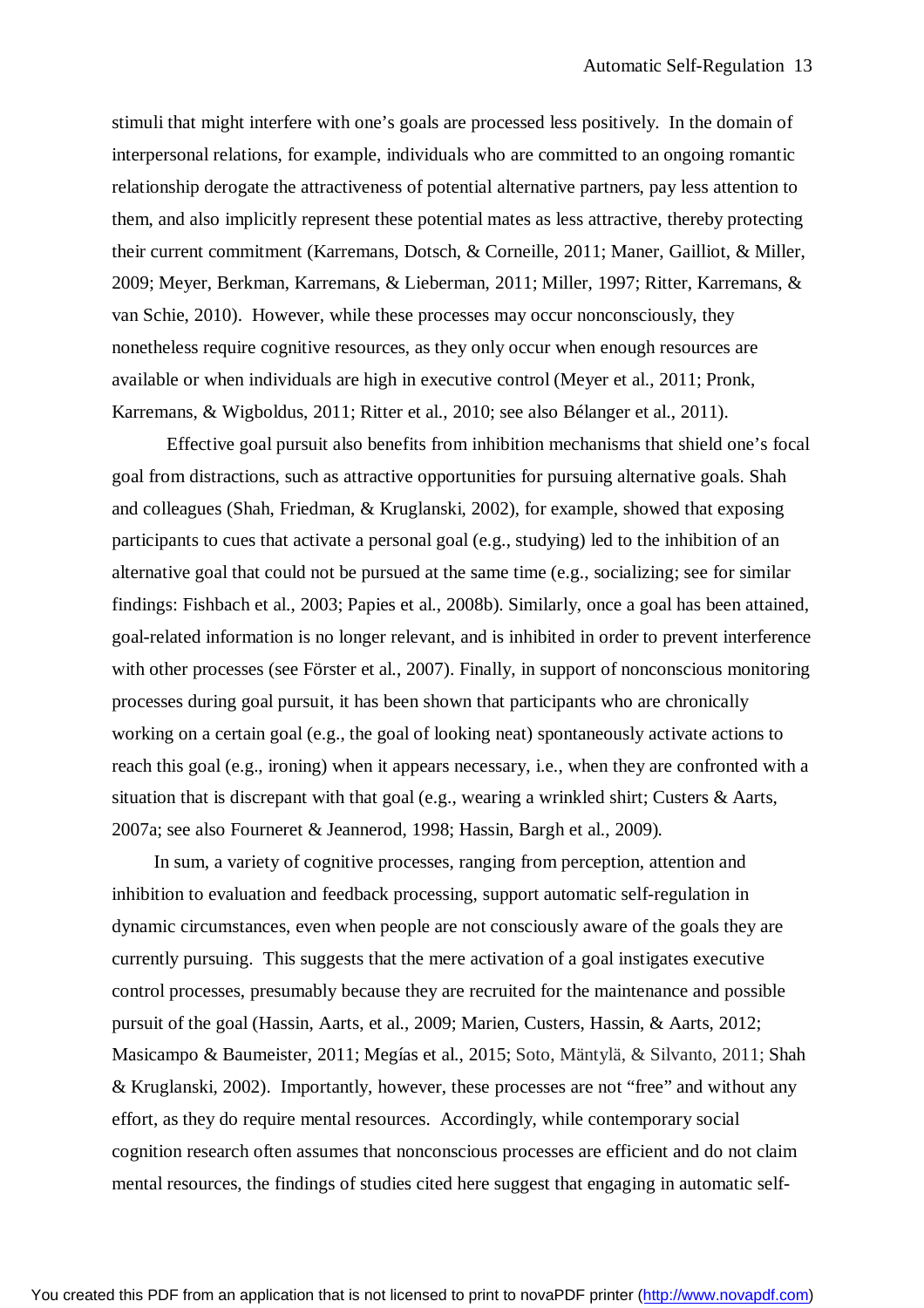stimuli that might interfere with one's goals are processed less positively. In the domain of interpersonal relations, for example, individuals who are committed to an ongoing romantic relationship derogate the attractiveness of potential alternative partners, pay less attention to them, and also implicitly represent these potential mates as less attractive, thereby protecting their current commitment (Karremans, Dotsch, & Corneille, 2011; Maner, Gailliot, & Miller, 2009; Meyer, Berkman, Karremans, & Lieberman, 2011; Miller, 1997; Ritter, Karremans, & van Schie, 2010). However, while these processes may occur nonconsciously, they nonetheless require cognitive resources, as they only occur when enough resources are available or when individuals are high in executive control (Meyer et al., 2011; Pronk, Karremans, & Wigboldus, 2011; Ritter et al., 2010; see also Bélanger et al., 2011).

Effective goal pursuit also benefits from inhibition mechanisms that shield one's focal goal from distractions, such as attractive opportunities for pursuing alternative goals. Shah and colleagues (Shah, Friedman, & Kruglanski, 2002), for example, showed that exposing participants to cues that activate a personal goal (e.g., studying) led to the inhibition of an alternative goal that could not be pursued at the same time (e.g., socializing; see for similar findings: Fishbach et al., 2003; Papies et al., 2008b). Similarly, once a goal has been attained, goal-related information is no longer relevant, and is inhibited in order to prevent interference with other processes (see Förster et al., 2007). Finally, in support of nonconscious monitoring processes during goal pursuit, it has been shown that participants who are chronically working on a certain goal (e.g., the goal of looking neat) spontaneously activate actions to reach this goal (e.g., ironing) when it appears necessary, i.e., when they are confronted with a situation that is discrepant with that goal (e.g., wearing a wrinkled shirt; Custers & Aarts, 2007a; see also Fourneret & Jeannerod, 1998; Hassin, Bargh et al., 2009).

In sum, a variety of cognitive processes, ranging from perception, attention and inhibition to evaluation and feedback processing, support automatic self-regulation in dynamic circumstances, even when people are not consciously aware of the goals they are currently pursuing. This suggests that the mere activation of a goal instigates executive control processes, presumably because they are recruited for the maintenance and possible pursuit of the goal (Hassin, Aarts, et al., 2009; Marien, Custers, Hassin, & Aarts, 2012; Masicampo & Baumeister, 2011; Megías et al., 2015; Soto, Mäntylä, & Silvanto, 2011; Shah & Kruglanski, 2002). Importantly, however, these processes are not "free" and without any effort, as they do require mental resources. Accordingly, while contemporary social cognition research often assumes that nonconscious processes are efficient and do not claim mental resources, the findings of studies cited here suggest that engaging in automatic self-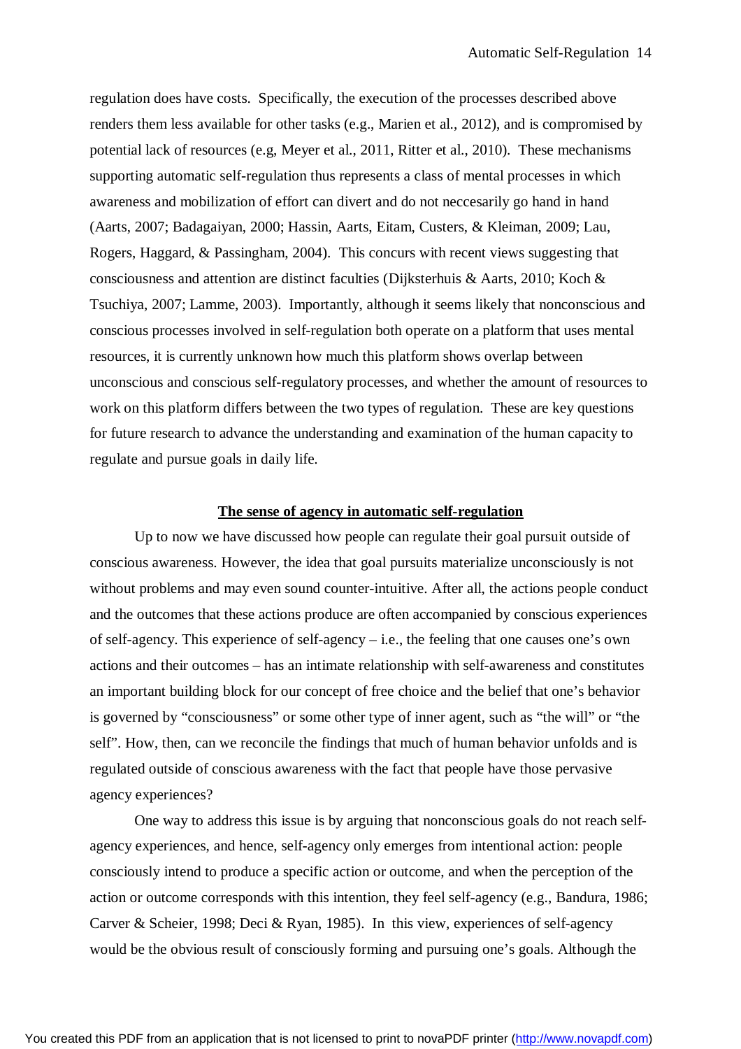regulation does have costs. Specifically, the execution of the processes described above renders them less available for other tasks (e.g., Marien et al., 2012), and is compromised by potential lack of resources (e.g, Meyer et al., 2011, Ritter et al., 2010). These mechanisms supporting automatic self-regulation thus represents a class of mental processes in which awareness and mobilization of effort can divert and do not neccesarily go hand in hand (Aarts, 2007; Badagaiyan, 2000; Hassin, Aarts, Eitam, Custers, & Kleiman, 2009; Lau, Rogers, Haggard, & Passingham, 2004). This concurs with recent views suggesting that consciousness and attention are distinct faculties (Dijksterhuis & Aarts, 2010; Koch & Tsuchiya, 2007; Lamme, 2003). Importantly, although it seems likely that nonconscious and conscious processes involved in self-regulation both operate on a platform that uses mental resources, it is currently unknown how much this platform shows overlap between unconscious and conscious self-regulatory processes, and whether the amount of resources to work on this platform differs between the two types of regulation. These are key questions for future research to advance the understanding and examination of the human capacity to regulate and pursue goals in daily life.

## The sense of agency in automatic self-regulation

Up to now we have discussed how people can regulate their goal pursuit outside of conscious awareness. However, the idea that goal pursuits materialize unconsciously is not without problems and may even sound counter-intuitive. After all, the actions people conduct and the outcomes that these actions produce are often accompanied by conscious experiences of self-agency. This experience of self-agency – i.e., the feeling that one causes one's own actions and their outcomes – has an intimate relationship with self-awareness and constitutes an important building block for our concept of free choice and the belief that one's behavior is governed by "consciousness" or some other type of inner agent, such as "the will" or "the self". How, then, can we reconcile the findings that much of human behavior unfolds and is regulated outside of conscious awareness with the fact that people have those pervasive agency experiences?

One way to address this issue is by arguing that nonconscious goals do not reach self-agency experiences, and hence, self-agency only emerges from intentional action: people consciously intend to produce a specific action or outcome, and when the perception of the action or outcome corresponds with this intention, they feel self-agency (e.g., Bandura, 1986; Carver & Scheier, 1998; Deci & Ryan, 1985). In this view, experiences of self-agency would be the obvious result of consciously forming and pursuing one's goals. Although the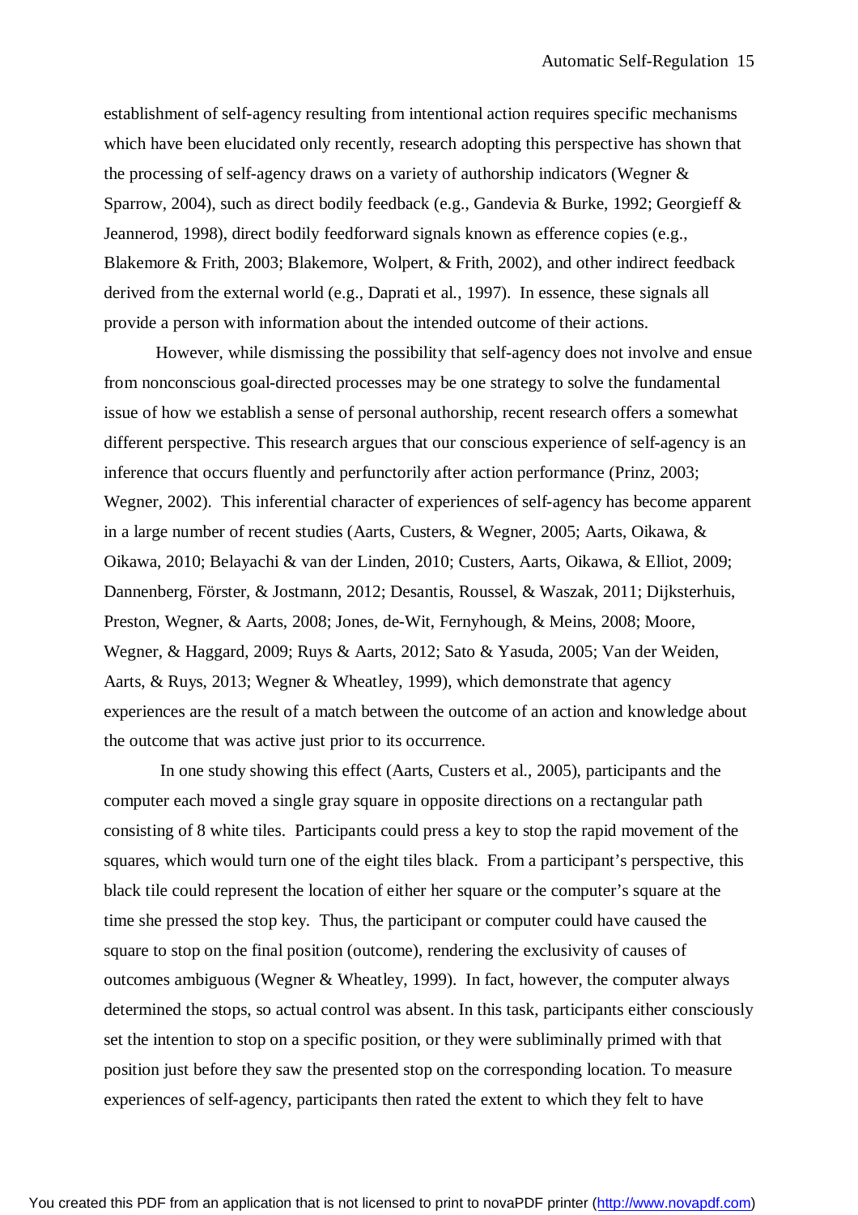establishment of self-agency resulting from intentional action requires specific mechanisms which have been elucidated only recently, research adopting this perspective has shown that the processing of self-agency draws on a variety of authorship indicators (Wegner & Sparrow, 2004), such as direct bodily feedback (e.g., Gandevia & Burke, 1992; Georgieff & Jeannerod, 1998), direct bodily feedforward signals known as efference copies (e.g., Blakemore & Frith, 2003; Blakemore, Wolpert, & Frith, 2002), and other indirect feedback derived from the external world (e.g., Daprati et al., 1997). In essence, these signals all provide a person with information about the intended outcome of their actions.

However, while dismissing the possibility that self-agency does not involve and ensue from nonconscious goal-directed processes may be one strategy to solve the fundamental issue of how we establish a sense of personal authorship, recent research offers a somewhat different perspective. This research argues that our conscious experience of self-agency is an inference that occurs fluently and perfunctorily after action performance (Prinz, 2003; Wegner, 2002). This inferential character of experiences of self-agency has become apparent in a large number of recent studies (Aarts, Custers, & Wegner, 2005; Aarts, Oikawa, & Oikawa, 2010; Belayachi & van der Linden, 2010; Custers, Aarts, Oikawa, & Elliot, 2009; Dannenberg, Förster, & Jostmann, 2012; Desantis, Roussel, & Waszak, 2011; Dijksterhuis, Preston, Wegner, & Aarts, 2008; Jones, de-Wit, Fernyhough, & Meins, 2008; Moore, Wegner, & Haggard, 2009; Ruys & Aarts, 2012; Sato & Yasuda, 2005; Van der Weiden, Aarts, & Ruys, 2013; Wegner & Wheatley, 1999), which demonstrate that agency experiences are the result of a match between the outcome of an action and knowledge about the outcome that was active just prior to its occurrence.

In one study showing this effect (Aarts, Custers et al., 2005), participants and the computer each moved a single gray square in opposite directions on a rectangular path consisting of 8 white tiles. Participants could press a key to stop the rapid movement of the squares, which would turn one of the eight tiles black. From a participant's perspective, this black tile could represent the location of either her square or the computer's square at the time she pressed the stop key. Thus, the participant or computer could have caused the square to stop on the final position (outcome), rendering the exclusivity of causes of outcomes ambiguous (Wegner & Wheatley, 1999). In fact, however, the computer always determined the stops, so actual control was absent. In this task, participants either consciously set the intention to stop on a specific position, or they were subliminally primed with that position just before they saw the presented stop on the corresponding location. To measure experiences of self-agency, participants then rated the extent to which they felt to have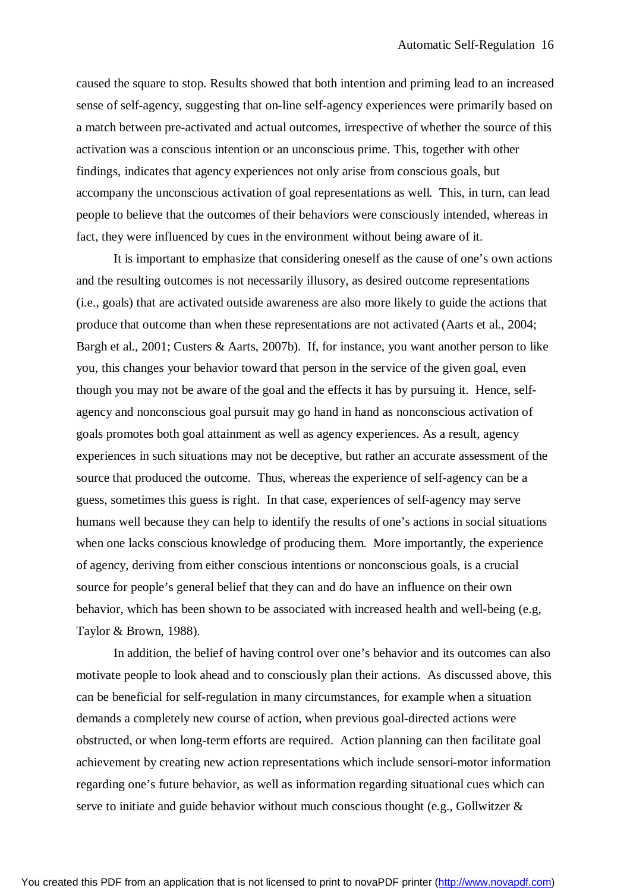caused the square to stop. Results showed that both intention and priming lead to an increased sense of self-agency, suggesting that on-line self-agency experiences were primarily based on a match between pre-activated and actual outcomes, irrespective of whether the source of this activation was a conscious intention or an unconscious prime. This, together with other findings, indicates that agency experiences not only arise from conscious goals, but accompany the unconscious activation of goal representations as well. This, in turn, can lead people to believe that the outcomes of their behaviors were consciously intended, whereas in fact, they were influenced by cues in the environment without being aware of it.

It is important to emphasize that considering oneself as the cause of one's own actions and the resulting outcomes is not necessarily illusory, as desired outcome representations (i.e., goals) that are activated outside awareness are also more likely to guide the actions that produce that outcome than when these representations are not activated (Aarts et al., 2004; Bargh et al., 2001; Custers & Aarts, 2007b). If, for instance, you want another person to like you, this changes your behavior toward that person in the service of the given goal, even though you may not be aware of the goal and the effects it has by pursuing it. Hence, self-agency and nonconscious goal pursuit may go hand in hand as nonconscious activation of goals promotes both goal attainment as well as agency experiences. As a result, agency experiences in such situations may not be deceptive, but rather an accurate assessment of the source that produced the outcome. Thus, whereas the experience of self-agency can be a guess, sometimes this guess is right. In that case, experiences of self-agency may serve humans well because they can help to identify the results of one's actions in social situations when one lacks conscious knowledge of producing them. More importantly, the experience of agency, deriving from either conscious intentions or nonconscious goals, is a crucial source for people's general belief that they can and do have an influence on their own behavior, which has been shown to be associated with increased health and well-being (e.g, Taylor & Brown, 1988).

In addition, the belief of having control over one's behavior and its outcomes can also motivate people to look ahead and to consciously plan their actions. As discussed above, this can be beneficial for self-regulation in many circumstances, for example when a situation demands a completely new course of action, when previous goal-directed actions were obstructed, or when long-term efforts are required. Action planning can then facilitate goal achievement by creating new action representations which include sensori-motor information regarding one's future behavior, as well as information regarding situational cues which can serve to initiate and guide behavior without much conscious thought (e.g., Gollwitzer &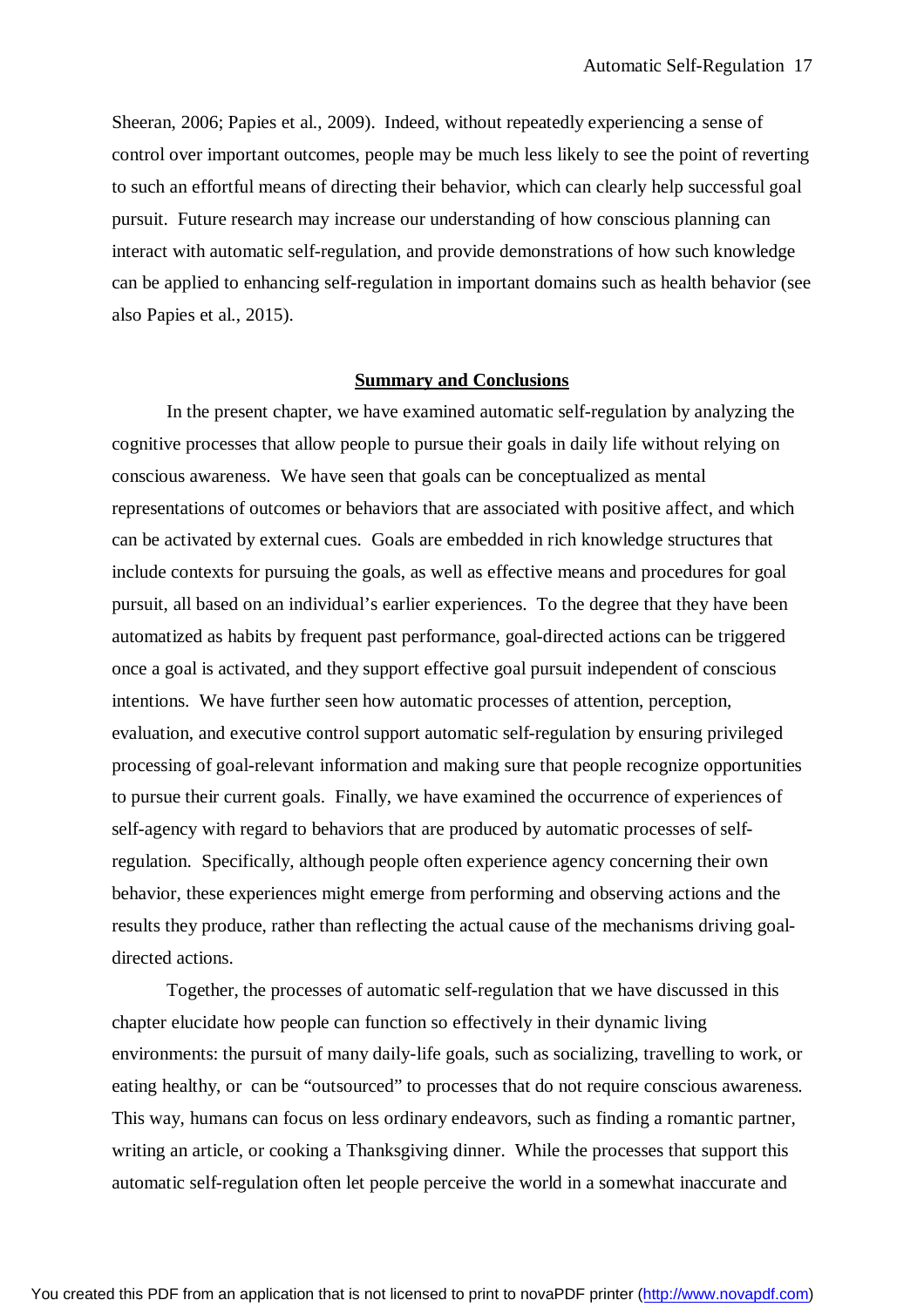Sheeran, 2006; Papies et al., 2009). Indeed, without repeatedly experiencing a sense of control over important outcomes, people may be much less likely to see the point of reverting to such an effortful means of directing their behavior, which can clearly help successful goal pursuit. Future research may increase our understanding of how conscious planning can interact with automatic self-regulation, and provide demonstrations of how such knowledge can be applied to enhancing self-regulation in important domains such as health behavior (see also Papies et al., 2015).

## Summary and Conclusions

In the present chapter, we have examined automatic self-regulation by analyzing the cognitive processes that allow people to pursue their goals in daily life without relying on conscious awareness. We have seen that goals can be conceptualized as mental representations of outcomes or behaviors that are associated with positive affect, and which can be activated by external cues. Goals are embedded in rich knowledge structures that include contexts for pursuing the goals, as well as effective means and procedures for goal pursuit, all based on an individual's earlier experiences. To the degree that they have been automatized as habits by frequent past performance, goal-directed actions can be triggered once a goal is activated, and they support effective goal pursuit independent of conscious intentions. We have further seen how automatic processes of attention, perception, evaluation, and executive control support automatic self-regulation by ensuring privileged processing of goal-relevant information and making sure that people recognize opportunities to pursue their current goals. Finally, we have examined the occurrence of experiences of self-agency with regard to behaviors that are produced by automatic processes of self-regulation. Specifically, although people often experience agency concerning their own behavior, these experiences might emerge from performing and observing actions and the results they produce, rather than reflecting the actual cause of the mechanisms driving goal-directed actions.

Together, the processes of automatic self-regulation that we have discussed in this chapter elucidate how people can function so effectively in their dynamic living environments: the pursuit of many daily-life goals, such as socializing, travelling to work, or eating healthy, or can be "outsourced" to processes that do not require conscious awareness. This way, humans can focus on less ordinary endeavors, such as finding a romantic partner, writing an article, or cooking a Thanksgiving dinner. While the processes that support this automatic self-regulation often let people perceive the world in a somewhat inaccurate and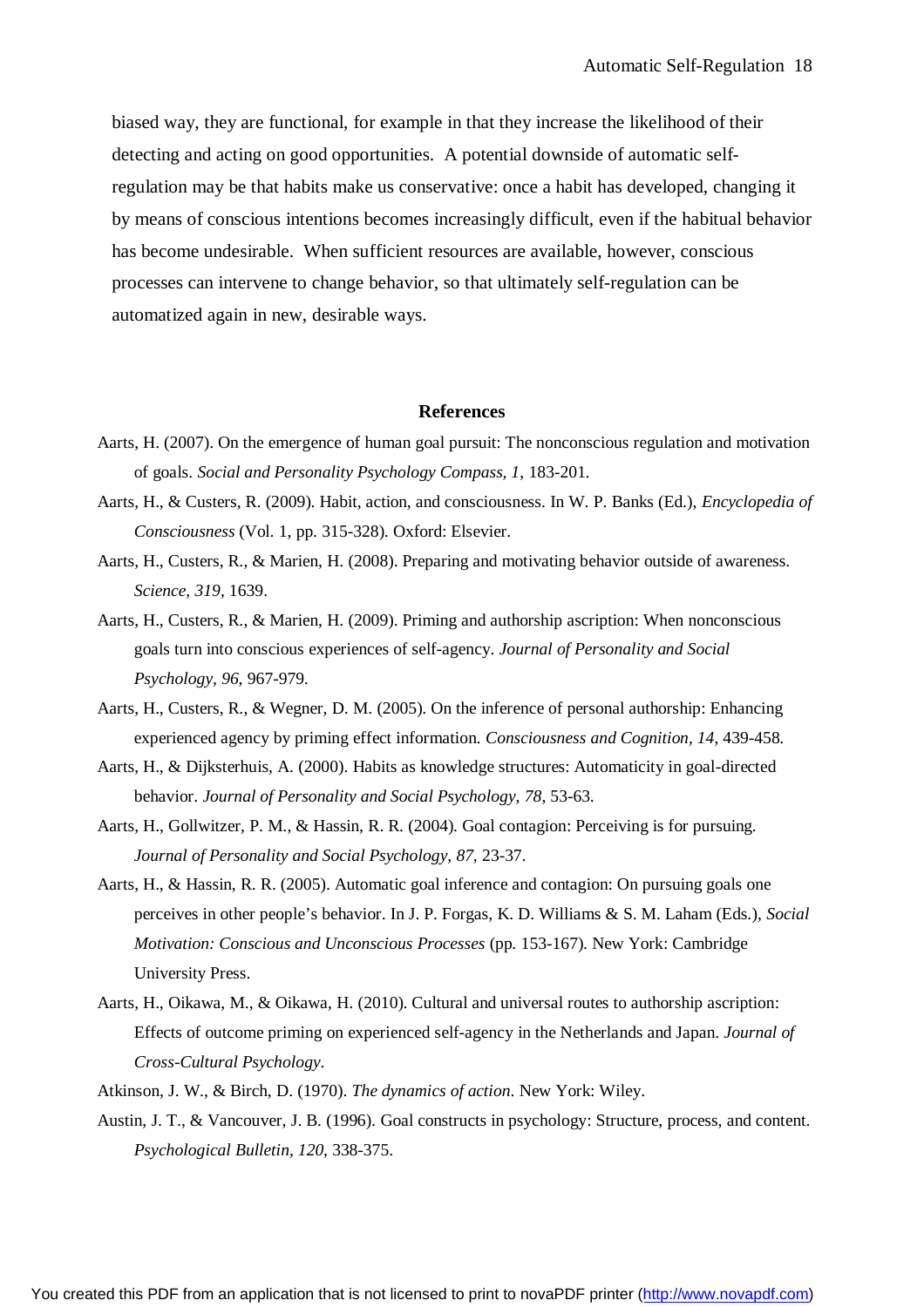biased way, they are functional, for example in that they increase the likelihood of their detecting and acting on good opportunities. A potential downside of automatic self-regulation may be that habits make us conservative: once a habit has developed, changing it by means of conscious intentions becomes increasingly difficult, even if the habitual behavior has become undesirable. When sufficient resources are available, however, conscious processes can intervene to change behavior, so that ultimately self-regulation can be automatized again in new, desirable ways.

## References

Aarts, H. (2007). On the emergence of human goal pursuit: The nonconscious regulation and motivation of goals. *Social and Personality Psychology Compass, 1*, 183-201.

Aarts, H., & Custers, R. (2009). Habit, action, and consciousness. In W. P. Banks (Ed.), *Encyclopedia of Consciousness* (Vol. 1, pp. 315-328). Oxford: Elsevier.

Aarts, H., Custers, R., & Marien, H. (2008). Preparing and motivating behavior outside of awareness. *Science, 319*, 1639.

Aarts, H., Custers, R., & Marien, H. (2009). Priming and authorship ascription: When nonconscious goals turn into conscious experiences of self-agency. *Journal of Personality and Social Psychology, 96*, 967-979.

Aarts, H., Custers, R., & Wegner, D. M. (2005). On the inference of personal authorship: Enhancing experienced agency by priming effect information. *Consciousness and Cognition, 14*, 439-458.

Aarts, H., & Dijksterhuis, A. (2000). Habits as knowledge structures: Automaticity in goal-directed behavior. *Journal of Personality and Social Psychology, 78*, 53-63.

Aarts, H., Gollwitzer, P. M., & Hassin, R. R. (2004). Goal contagion: Perceiving is for pursuing. *Journal of Personality and Social Psychology, 87*, 23-37.

Aarts, H., & Hassin, R. R. (2005). Automatic goal inference and contagion: On pursuing goals one perceives in other people's behavior. In J. P. Forgas, K. D. Williams & S. M. Laham (Eds.), *Social Motivation: Conscious and Unconscious Processes* (pp. 153-167). New York: Cambridge University Press.

Aarts, H., Oikawa, M., & Oikawa, H. (2010). Cultural and universal routes to authorship ascription: Effects of outcome priming on experienced self-agency in the Netherlands and Japan. *Journal of Cross-Cultural Psychology*.

Atkinson, J. W., & Birch, D. (1970). *The dynamics of action*. New York: Wiley.

Austin, J. T., & Vancouver, J. B. (1996). Goal constructs in psychology: Structure, process, and content. *Psychological Bulletin, 120*, 338-375.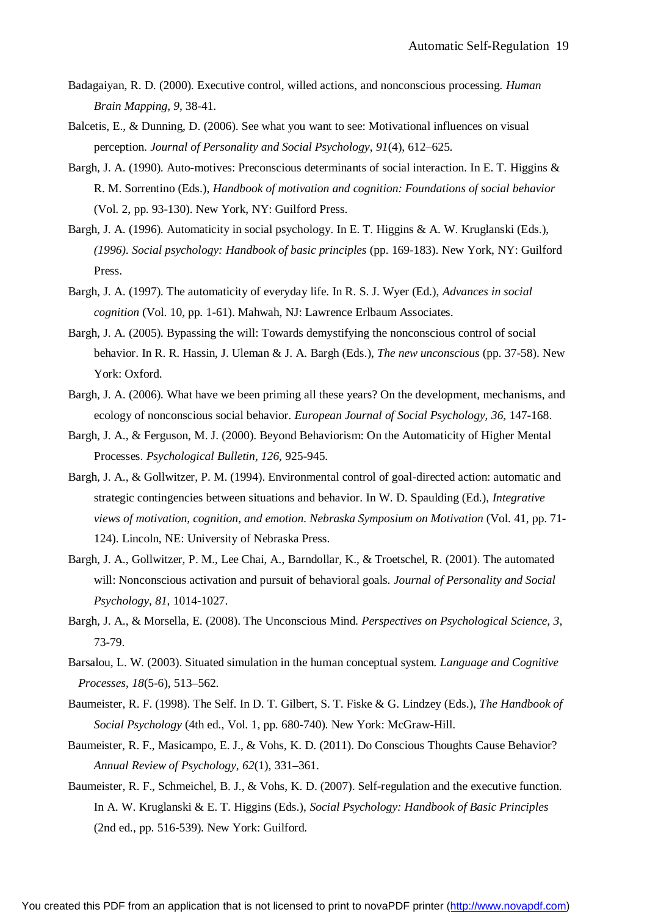Badagaiyan, R. D. (2000). Executive control, willed actions, and nonconscious processing. *Human Brain Mapping, 9*, 38-41.

Balcetis, E., & Dunning, D. (2006). See what you want to see: Motivational influences on visual perception. *Journal of Personality and Social Psychology*, *91*(4), 612–625.

Bargh, J. A. (1990). Auto-motives: Preconscious determinants of social interaction. In E. T. Higgins & R. M. Sorrentino (Eds.), *Handbook of motivation and cognition: Foundations of social behavior* (Vol. 2, pp. 93-130). New York, NY: Guilford Press.

Bargh, J. A. (1996). Automaticity in social psychology. In E. T. Higgins & A. W. Kruglanski (Eds.), *(1996). Social psychology: Handbook of basic principles* (pp. 169-183). New York, NY: Guilford Press.

Bargh, J. A. (1997). The automaticity of everyday life. In R. S. J. Wyer (Ed.), *Advances in social cognition* (Vol. 10, pp. 1-61). Mahwah, NJ: Lawrence Erlbaum Associates.

Bargh, J. A. (2005). Bypassing the will: Towards demystifying the nonconscious control of social behavior. In R. R. Hassin, J. Uleman & J. A. Bargh (Eds.), *The new unconscious* (pp. 37-58). New York: Oxford.

Bargh, J. A. (2006). What have we been priming all these years? On the development, mechanisms, and ecology of nonconscious social behavior. *European Journal of Social Psychology, 36*, 147-168.

Bargh, J. A., & Ferguson, M. J. (2000). Beyond Behaviorism: On the Automaticity of Higher Mental Processes. *Psychological Bulletin, 126*, 925-945.

Bargh, J. A., & Gollwitzer, P. M. (1994). Environmental control of goal-directed action: automatic and strategic contingencies between situations and behavior. In W. D. Spaulding (Ed.), *Integrative views of motivation, cognition, and emotion. Nebraska Symposium on Motivation* (Vol. 41, pp. 71-124). Lincoln, NE: University of Nebraska Press.

Bargh, J. A., Gollwitzer, P. M., Lee Chai, A., Barndollar, K., & Troetschel, R. (2001). The automated will: Nonconscious activation and pursuit of behavioral goals. *Journal of Personality and Social Psychology, 81*, 1014-1027.

Bargh, J. A., & Morsella, E. (2008). The Unconscious Mind. *Perspectives on Psychological Science, 3*, 73-79.

Barsalou, L. W. (2003). Situated simulation in the human conceptual system. *Language and Cognitive Processes*, *18*(5-6), 513–562.

Baumeister, R. F. (1998). The Self. In D. T. Gilbert, S. T. Fiske & G. Lindzey (Eds.), *The Handbook of Social Psychology* (4th ed., Vol. 1, pp. 680-740). New York: McGraw-Hill.

Baumeister, R. F., Masicampo, E. J., & Vohs, K. D. (2011). Do Conscious Thoughts Cause Behavior? *Annual Review of Psychology*, *62*(1), 331–361.

Baumeister, R. F., Schmeichel, B. J., & Vohs, K. D. (2007). Self-regulation and the executive function. In A. W. Kruglanski & E. T. Higgins (Eds.), *Social Psychology: Handbook of Basic Principles* (2nd ed., pp. 516-539). New York: Guilford.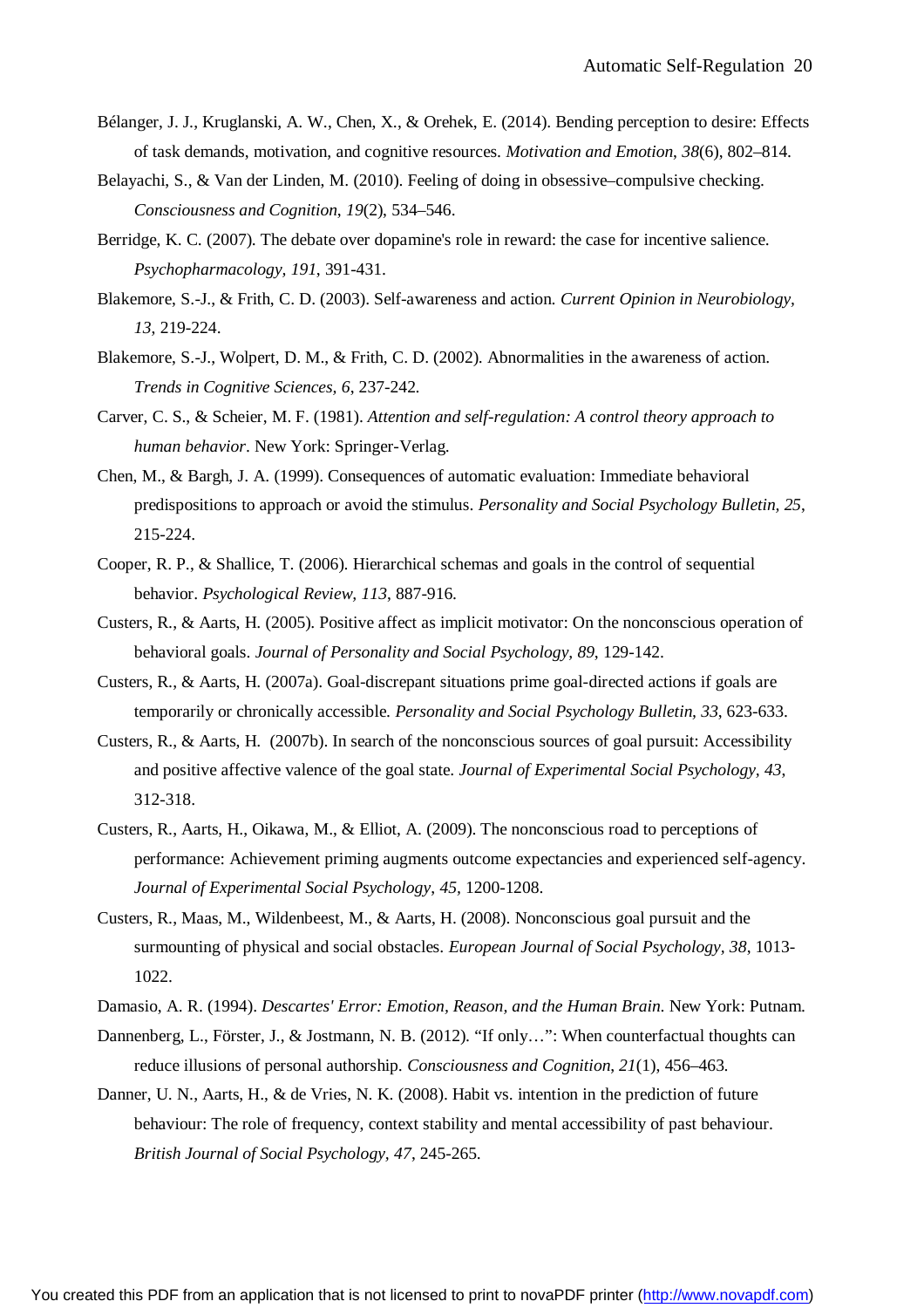Bélanger, J. J., Kruglanski, A. W., Chen, X., & Orehek, E. (2014). Bending perception to desire: Effects of task demands, motivation, and cognitive resources. *Motivation and Emotion*, *38*(6), 802–814.

Belayachi, S., & Van der Linden, M. (2010). Feeling of doing in obsessive–compulsive checking. *Consciousness and Cognition*, *19*(2), 534–546.

Berridge, K. C. (2007). The debate over dopamine's role in reward: the case for incentive salience. *Psychopharmacology, 191*, 391-431.

Blakemore, S.-J., & Frith, C. D. (2003). Self-awareness and action. *Current Opinion in Neurobiology, 13*, 219-224.

Blakemore, S.-J., Wolpert, D. M., & Frith, C. D. (2002). Abnormalities in the awareness of action. *Trends in Cognitive Sciences, 6*, 237-242.

Carver, C. S., & Scheier, M. F. (1981). *Attention and self-regulation: A control theory approach to human behavior*. New York: Springer-Verlag.

Chen, M., & Bargh, J. A. (1999). Consequences of automatic evaluation: Immediate behavioral predispositions to approach or avoid the stimulus. *Personality and Social Psychology Bulletin, 25*, 215-224.

Cooper, R. P., & Shallice, T. (2006). Hierarchical schemas and goals in the control of sequential behavior. *Psychological Review, 113*, 887-916.

Custers, R., & Aarts, H. (2005). Positive affect as implicit motivator: On the nonconscious operation of behavioral goals. *Journal of Personality and Social Psychology, 89*, 129-142.

Custers, R., & Aarts, H. (2007a). Goal-discrepant situations prime goal-directed actions if goals are temporarily or chronically accessible. *Personality and Social Psychology Bulletin, 33*, 623-633.

Custers, R., & Aarts, H. (2007b). In search of the nonconscious sources of goal pursuit: Accessibility and positive affective valence of the goal state. *Journal of Experimental Social Psychology, 43*, 312-318.

Custers, R., Aarts, H., Oikawa, M., & Elliot, A. (2009). The nonconscious road to perceptions of performance: Achievement priming augments outcome expectancies and experienced self-agency. *Journal of Experimental Social Psychology*, *45*, 1200-1208.

Custers, R., Maas, M., Wildenbeest, M., & Aarts, H. (2008). Nonconscious goal pursuit and the surmounting of physical and social obstacles. *European Journal of Social Psychology, 38*, 1013-1022.

Damasio, A. R. (1994). *Descartes' Error: Emotion, Reason, and the Human Brain.* New York: Putnam.

Dannenberg, L., Förster, J., & Jostmann, N. B. (2012). "If only…": When counterfactual thoughts can reduce illusions of personal authorship. *Consciousness and Cognition*, *21*(1), 456–463.

Danner, U. N., Aarts, H., & de Vries, N. K. (2008). Habit vs. intention in the prediction of future behaviour: The role of frequency, context stability and mental accessibility of past behaviour. *British Journal of Social Psychology, 47*, 245-265.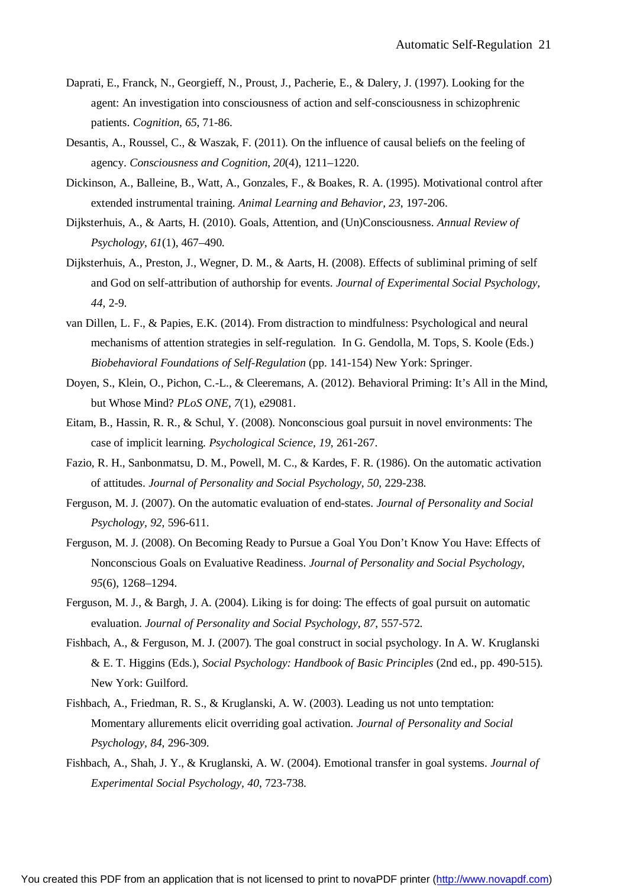Daprati, E., Franck, N., Georgieff, N., Proust, J., Pacherie, E., & Dalery, J. (1997). Looking for the agent: An investigation into consciousness of action and self-consciousness in schizophrenic patients. *Cognition, 65*, 71-86.

Desantis, A., Roussel, C., & Waszak, F. (2011). On the influence of causal beliefs on the feeling of agency. *Consciousness and Cognition*, *20*(4), 1211–1220.

Dickinson, A., Balleine, B., Watt, A., Gonzales, F., & Boakes, R. A. (1995). Motivational control after extended instrumental training. *Animal Learning and Behavior, 23*, 197-206.

Dijksterhuis, A., & Aarts, H. (2010). Goals, Attention, and (Un)Consciousness. *Annual Review of Psychology*, *61*(1), 467–490.

Dijksterhuis, A., Preston, J., Wegner, D. M., & Aarts, H. (2008). Effects of subliminal priming of self and God on self-attribution of authorship for events. *Journal of Experimental Social Psychology, 44*, 2-9.

van Dillen, L. F., & Papies, E.K. (2014). From distraction to mindfulness: Psychological and neural mechanisms of attention strategies in self-regulation. In G. Gendolla, M. Tops, S. Koole (Eds.) *Biobehavioral Foundations of Self-Regulation* (pp. 141-154) New York: Springer.

Doyen, S., Klein, O., Pichon, C.-L., & Cleeremans, A. (2012). Behavioral Priming: It's All in the Mind, but Whose Mind? *PLoS ONE*, *7*(1), e29081.

Eitam, B., Hassin, R. R., & Schul, Y. (2008). Nonconscious goal pursuit in novel environments: The case of implicit learning. *Psychological Science, 19*, 261-267.

Fazio, R. H., Sanbonmatsu, D. M., Powell, M. C., & Kardes, F. R. (1986). On the automatic activation of attitudes. *Journal of Personality and Social Psychology, 50*, 229-238.

Ferguson, M. J. (2007). On the automatic evaluation of end-states. *Journal of Personality and Social Psychology, 92*, 596-611.

Ferguson, M. J. (2008). On Becoming Ready to Pursue a Goal You Don't Know You Have: Effects of Nonconscious Goals on Evaluative Readiness. *Journal of Personality and Social Psychology*, *95*(6), 1268–1294.

Ferguson, M. J., & Bargh, J. A. (2004). Liking is for doing: The effects of goal pursuit on automatic evaluation. *Journal of Personality and Social Psychology, 87*, 557-572.

Fishbach, A., & Ferguson, M. J. (2007). The goal construct in social psychology. In A. W. Kruglanski & E. T. Higgins (Eds.), *Social Psychology: Handbook of Basic Principles* (2nd ed., pp. 490-515). New York: Guilford.

Fishbach, A., Friedman, R. S., & Kruglanski, A. W. (2003). Leading us not unto temptation: Momentary allurements elicit overriding goal activation. *Journal of Personality and Social Psychology, 84*, 296-309.

Fishbach, A., Shah, J. Y., & Kruglanski, A. W. (2004). Emotional transfer in goal systems. *Journal of Experimental Social Psychology, 40*, 723-738.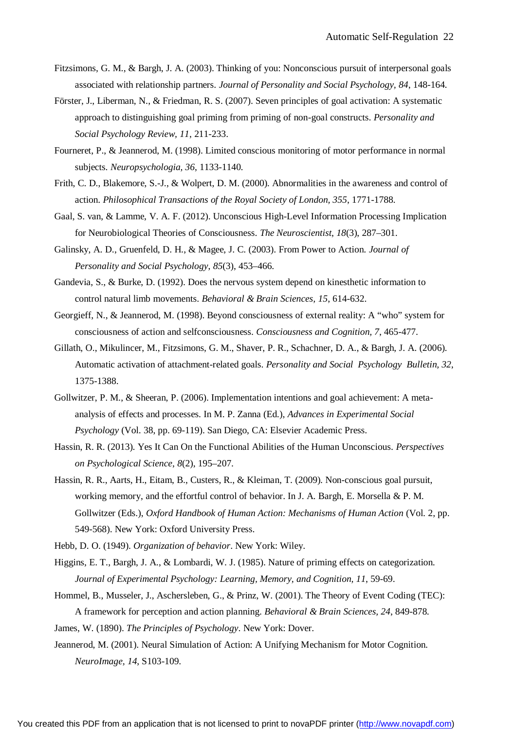Fitzsimons, G. M., & Bargh, J. A. (2003). Thinking of you: Nonconscious pursuit of interpersonal goals associated with relationship partners. *Journal of Personality and Social Psychology, 84*, 148-164.

Förster, J., Liberman, N., & Friedman, R. S. (2007). Seven principles of goal activation: A systematic approach to distinguishing goal priming from priming of non-goal constructs. *Personality and Social Psychology Review, 11*, 211-233.

Fourneret, P., & Jeannerod, M. (1998). Limited conscious monitoring of motor performance in normal subjects. *Neuropsychologia, 36*, 1133-1140.

Frith, C. D., Blakemore, S.-J., & Wolpert, D. M. (2000). Abnormalities in the awareness and control of action. *Philosophical Transactions of the Royal Society of London, 355*, 1771-1788.

Gaal, S. van, & Lamme, V. A. F. (2012). Unconscious High-Level Information Processing Implication for Neurobiological Theories of Consciousness. *The Neuroscientist*, *18*(3), 287–301.

Galinsky, A. D., Gruenfeld, D. H., & Magee, J. C. (2003). From Power to Action. *Journal of Personality and Social Psychology*, *85*(3), 453–466.

Gandevia, S., & Burke, D. (1992). Does the nervous system depend on kinesthetic information to control natural limb movements. *Behavioral & Brain Sciences, 15*, 614-632.

Georgieff, N., & Jeannerod, M. (1998). Beyond consciousness of external reality: A "who" system for consciousness of action and selfconsciousness. *Consciousness and Cognition, 7*, 465-477.

Gillath, O., Mikulincer, M., Fitzsimons, G. M., Shaver, P. R., Schachner, D. A., & Bargh, J. A. (2006). Automatic activation of attachment-related goals. *Personality and Social Psychology Bulletin, 32*, 1375-1388.

Gollwitzer, P. M., & Sheeran, P. (2006). Implementation intentions and goal achievement: A meta-analysis of effects and processes. In M. P. Zanna (Ed.), *Advances in Experimental Social Psychology* (Vol. 38, pp. 69-119). San Diego, CA: Elsevier Academic Press.

Hassin, R. R. (2013). Yes It Can On the Functional Abilities of the Human Unconscious. *Perspectives on Psychological Science*, *8*(2), 195–207.

Hassin, R. R., Aarts, H., Eitam, B., Custers, R., & Kleiman, T. (2009). Non-conscious goal pursuit, working memory, and the effortful control of behavior. In J. A. Bargh, E. Morsella & P. M. Gollwitzer (Eds.), *Oxford Handbook of Human Action: Mechanisms of Human Action* (Vol. 2, pp. 549-568). New York: Oxford University Press.

Hebb, D. O. (1949). *Organization of behavior*. New York: Wiley.

Higgins, E. T., Bargh, J. A., & Lombardi, W. J. (1985). Nature of priming effects on categorization. *Journal of Experimental Psychology: Learning, Memory, and Cognition, 11*, 59-69.

Hommel, B., Musseler, J., Aschersleben, G., & Prinz, W. (2001). The Theory of Event Coding (TEC): A framework for perception and action planning. *Behavioral & Brain Sciences, 24*, 849-878.

James, W. (1890). *The Principles of Psychology*. New York: Dover.

Jeannerod, M. (2001). Neural Simulation of Action: A Unifying Mechanism for Motor Cognition. *NeuroImage, 14*, S103-109.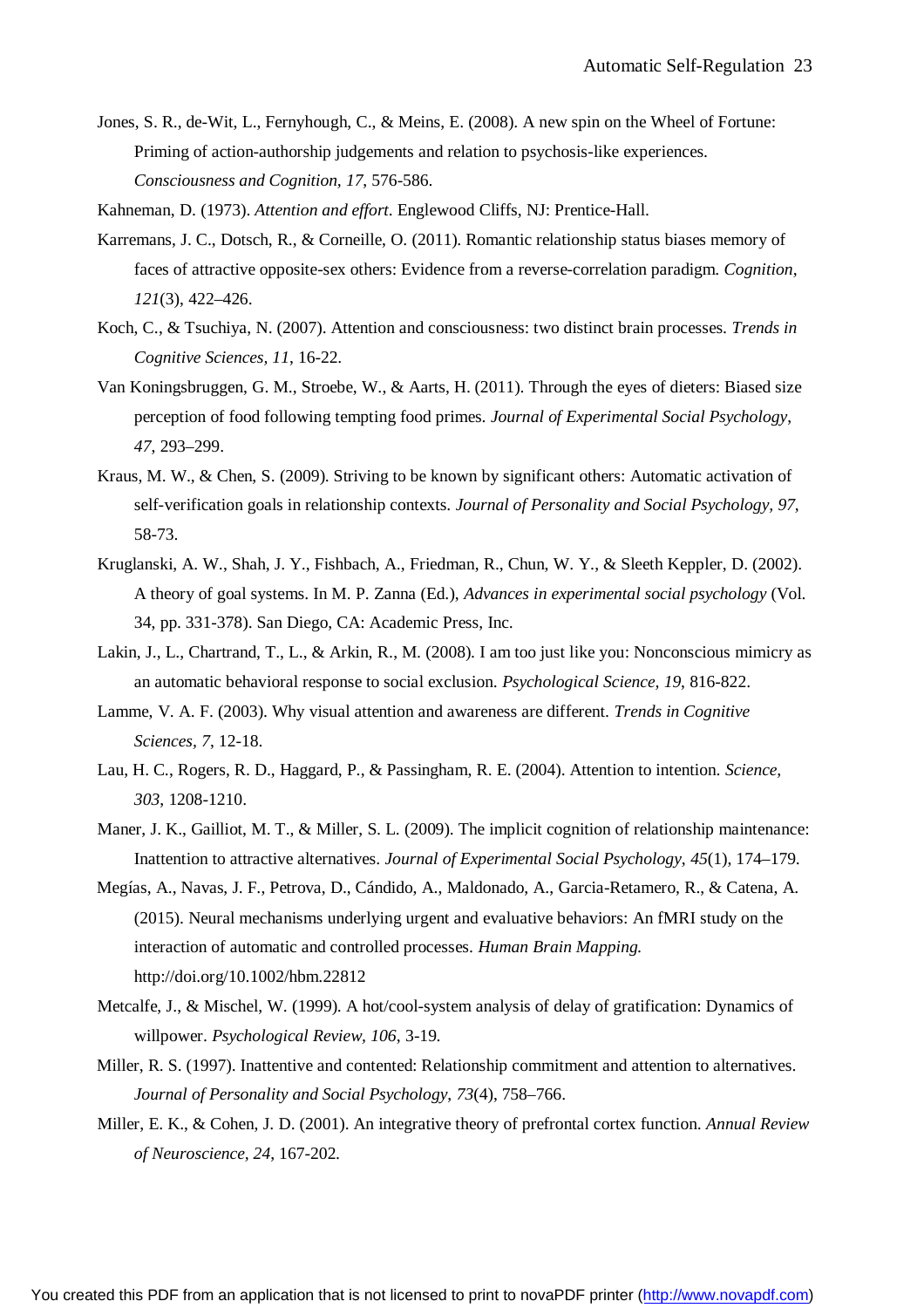Jones, S. R., de-Wit, L., Fernyhough, C., & Meins, E. (2008). A new spin on the Wheel of Fortune: Priming of action-authorship judgements and relation to psychosis-like experiences. *Consciousness and Cognition, 17*, 576-586.

Kahneman, D. (1973). *Attention and effort*. Englewood Cliffs, NJ: Prentice-Hall.

Karremans, J. C., Dotsch, R., & Corneille, O. (2011). Romantic relationship status biases memory of faces of attractive opposite-sex others: Evidence from a reverse-correlation paradigm. *Cognition*, *121*(3), 422–426.

Koch, C., & Tsuchiya, N. (2007). Attention and consciousness: two distinct brain processes. *Trends in Cognitive Sciences, 11*, 16-22.

Van Koningsbruggen, G. M., Stroebe, W., & Aarts, H. (2011). Through the eyes of dieters: Biased size perception of food following tempting food primes. *Journal of Experimental Social Psychology*, *47*, 293–299.

Kraus, M. W., & Chen, S. (2009). Striving to be known by significant others: Automatic activation of self-verification goals in relationship contexts. *Journal of Personality and Social Psychology, 97*, 58-73.

Kruglanski, A. W., Shah, J. Y., Fishbach, A., Friedman, R., Chun, W. Y., & Sleeth Keppler, D. (2002). A theory of goal systems. In M. P. Zanna (Ed.), *Advances in experimental social psychology* (Vol. 34, pp. 331-378). San Diego, CA: Academic Press, Inc.

Lakin, J., L., Chartrand, T., L., & Arkin, R., M. (2008). I am too just like you: Nonconscious mimicry as an automatic behavioral response to social exclusion. *Psychological Science, 19*, 816-822.

Lamme, V. A. F. (2003). Why visual attention and awareness are different. *Trends in Cognitive Sciences, 7*, 12-18.

Lau, H. C., Rogers, R. D., Haggard, P., & Passingham, R. E. (2004). Attention to intention. *Science, 303*, 1208-1210.

Maner, J. K., Gailliot, M. T., & Miller, S. L. (2009). The implicit cognition of relationship maintenance: Inattention to attractive alternatives. *Journal of Experimental Social Psychology*, *45*(1), 174–179.

Megías, A., Navas, J. F., Petrova, D., Cándido, A., Maldonado, A., Garcia-Retamero, R., & Catena, A. (2015). Neural mechanisms underlying urgent and evaluative behaviors: An fMRI study on the interaction of automatic and controlled processes. *Human Brain Mapping.* http://doi.org/10.1002/hbm.22812

Metcalfe, J., & Mischel, W. (1999). A hot/cool-system analysis of delay of gratification: Dynamics of willpower. *Psychological Review*, *106*, 3-19.

Miller, R. S. (1997). Inattentive and contented: Relationship commitment and attention to alternatives. *Journal of Personality and Social Psychology*, *73*(4), 758–766.

Miller, E. K., & Cohen, J. D. (2001). An integrative theory of prefrontal cortex function. *Annual Review of Neuroscience, 24*, 167-202.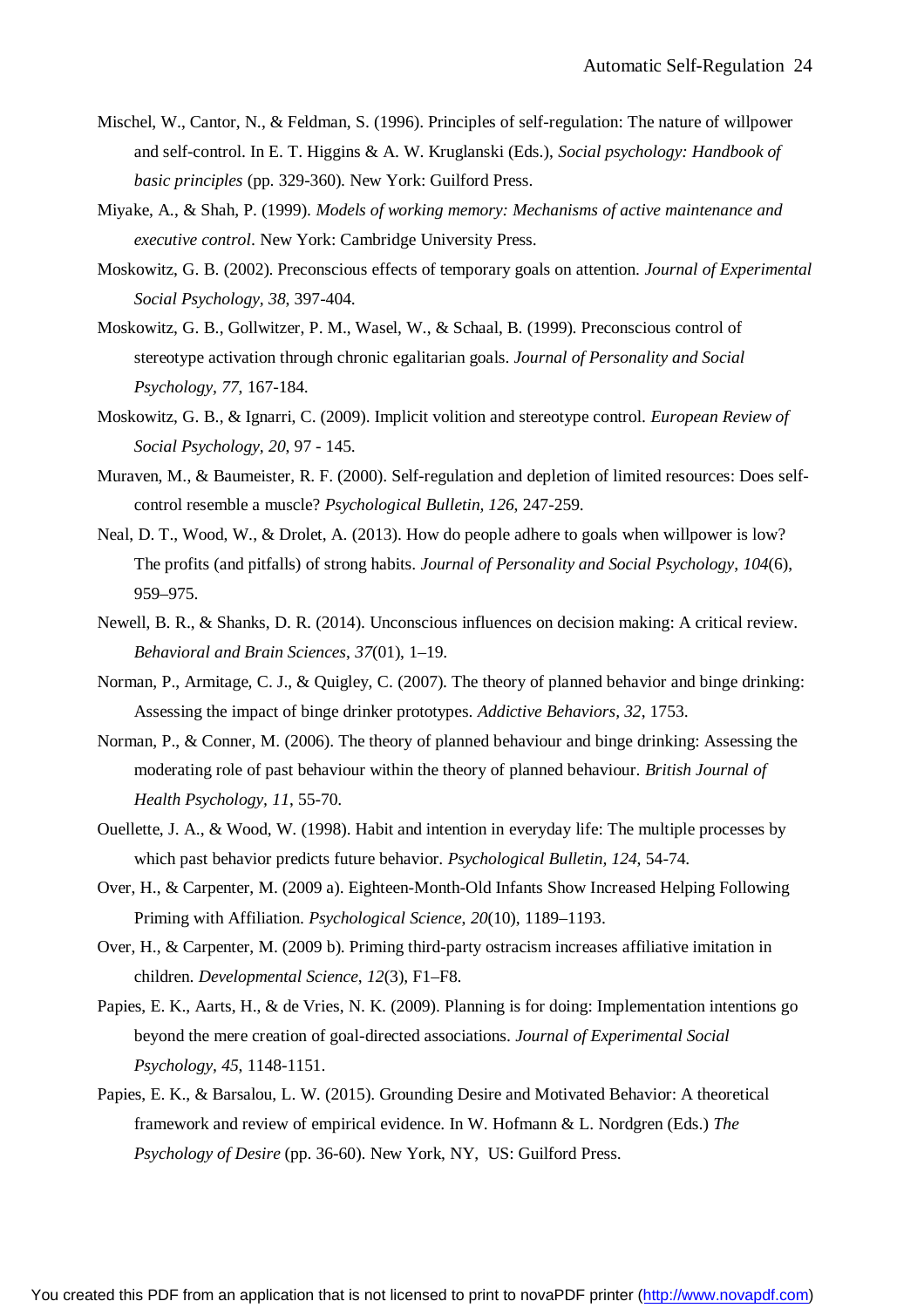Mischel, W., Cantor, N., & Feldman, S. (1996). Principles of self-regulation: The nature of willpower and self-control. In E. T. Higgins & A. W. Kruglanski (Eds.), *Social psychology: Handbook of basic principles* (pp. 329-360). New York: Guilford Press.

Miyake, A., & Shah, P. (1999). *Models of working memory: Mechanisms of active maintenance and executive control*. New York: Cambridge University Press.

Moskowitz, G. B. (2002). Preconscious effects of temporary goals on attention. *Journal of Experimental Social Psychology, 38*, 397-404.

Moskowitz, G. B., Gollwitzer, P. M., Wasel, W., & Schaal, B. (1999). Preconscious control of stereotype activation through chronic egalitarian goals. *Journal of Personality and Social Psychology, 77*, 167-184.

Moskowitz, G. B., & Ignarri, C. (2009). Implicit volition and stereotype control. *European Review of Social Psychology, 20*, 97 - 145.

Muraven, M., & Baumeister, R. F. (2000). Self-regulation and depletion of limited resources: Does self-control resemble a muscle? *Psychological Bulletin, 126*, 247-259.

Neal, D. T., Wood, W., & Drolet, A. (2013). How do people adhere to goals when willpower is low? The profits (and pitfalls) of strong habits. *Journal of Personality and Social Psychology*, *104*(6), 959–975.

Newell, B. R., & Shanks, D. R. (2014). Unconscious influences on decision making: A critical review. *Behavioral and Brain Sciences*, *37*(01), 1–19.

Norman, P., Armitage, C. J., & Quigley, C. (2007). The theory of planned behavior and binge drinking: Assessing the impact of binge drinker prototypes. *Addictive Behaviors, 32*, 1753.

Norman, P., & Conner, M. (2006). The theory of planned behaviour and binge drinking: Assessing the moderating role of past behaviour within the theory of planned behaviour. *British Journal of Health Psychology, 11*, 55-70.

Ouellette, J. A., & Wood, W. (1998). Habit and intention in everyday life: The multiple processes by which past behavior predicts future behavior. *Psychological Bulletin, 124*, 54-74.

Over, H., & Carpenter, M. (2009 a). Eighteen-Month-Old Infants Show Increased Helping Following Priming with Affiliation. *Psychological Science*, *20*(10), 1189–1193.

Over, H., & Carpenter, M. (2009 b). Priming third-party ostracism increases affiliative imitation in children. *Developmental Science*, *12*(3), F1–F8.

Papies, E. K., Aarts, H., & de Vries, N. K. (2009). Planning is for doing: Implementation intentions go beyond the mere creation of goal-directed associations. *Journal of Experimental Social Psychology, 45*, 1148-1151.

Papies, E. K., & Barsalou, L. W. (2015). Grounding Desire and Motivated Behavior: A theoretical framework and review of empirical evidence. In W. Hofmann & L. Nordgren (Eds.) *The Psychology of Desire* (pp. 36-60). New York, NY, US: Guilford Press.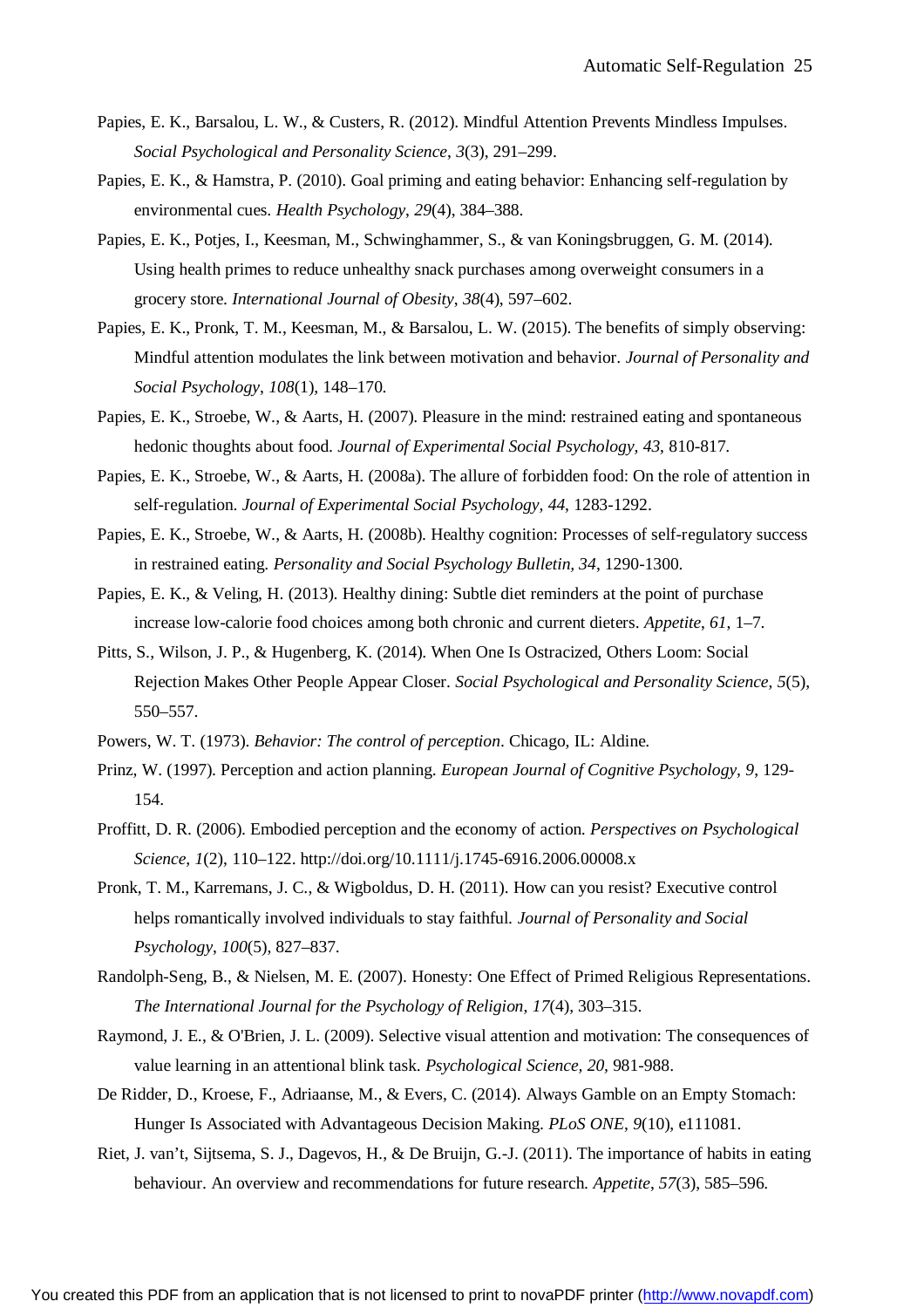Papies, E. K., Barsalou, L. W., & Custers, R. (2012). Mindful Attention Prevents Mindless Impulses. *Social Psychological and Personality Science*, *3*(3), 291–299.

Papies, E. K., & Hamstra, P. (2010). Goal priming and eating behavior: Enhancing self-regulation by environmental cues. *Health Psychology*, *29*(4), 384–388.

Papies, E. K., Potjes, I., Keesman, M., Schwinghammer, S., & van Koningsbruggen, G. M. (2014). Using health primes to reduce unhealthy snack purchases among overweight consumers in a grocery store. *International Journal of Obesity*, *38*(4), 597–602.

Papies, E. K., Pronk, T. M., Keesman, M., & Barsalou, L. W. (2015). The benefits of simply observing: Mindful attention modulates the link between motivation and behavior. *Journal of Personality and Social Psychology*, *108*(1), 148–170.

Papies, E. K., Stroebe, W., & Aarts, H. (2007). Pleasure in the mind: restrained eating and spontaneous hedonic thoughts about food. *Journal of Experimental Social Psychology, 43*, 810-817.

Papies, E. K., Stroebe, W., & Aarts, H. (2008a). The allure of forbidden food: On the role of attention in self-regulation. *Journal of Experimental Social Psychology, 44*, 1283-1292.

Papies, E. K., Stroebe, W., & Aarts, H. (2008b). Healthy cognition: Processes of self-regulatory success in restrained eating. *Personality and Social Psychology Bulletin, 34*, 1290-1300.

Papies, E. K., & Veling, H. (2013). Healthy dining: Subtle diet reminders at the point of purchase increase low-calorie food choices among both chronic and current dieters. *Appetite*, *61*, 1–7.

Pitts, S., Wilson, J. P., & Hugenberg, K. (2014). When One Is Ostracized, Others Loom: Social Rejection Makes Other People Appear Closer. *Social Psychological and Personality Science*, *5*(5), 550–557.

Powers, W. T. (1973). *Behavior: The control of perception*. Chicago, IL: Aldine.

Prinz, W. (1997). Perception and action planning. *European Journal of Cognitive Psychology, 9*, 129-154.

Proffitt, D. R. (2006). Embodied perception and the economy of action. *Perspectives on Psychological Science*, *1*(2), 110–122. http://doi.org/10.1111/j.1745-6916.2006.00008.x

Pronk, T. M., Karremans, J. C., & Wigboldus, D. H. (2011). How can you resist? Executive control helps romantically involved individuals to stay faithful. *Journal of Personality and Social Psychology*, *100*(5), 827–837.

Randolph-Seng, B., & Nielsen, M. E. (2007). Honesty: One Effect of Primed Religious Representations. *The International Journal for the Psychology of Religion*, *17*(4), 303–315.

Raymond, J. E., & O'Brien, J. L. (2009). Selective visual attention and motivation: The consequences of value learning in an attentional blink task. *Psychological Science*, *20*, 981-988.

De Ridder, D., Kroese, F., Adriaanse, M., & Evers, C. (2014). Always Gamble on an Empty Stomach: Hunger Is Associated with Advantageous Decision Making. *PLoS ONE*, *9*(10), e111081.

Riet, J. van't, Sijtsema, S. J., Dagevos, H., & De Bruijn, G.-J. (2011). The importance of habits in eating behaviour. An overview and recommendations for future research. *Appetite*, *57*(3), 585–596.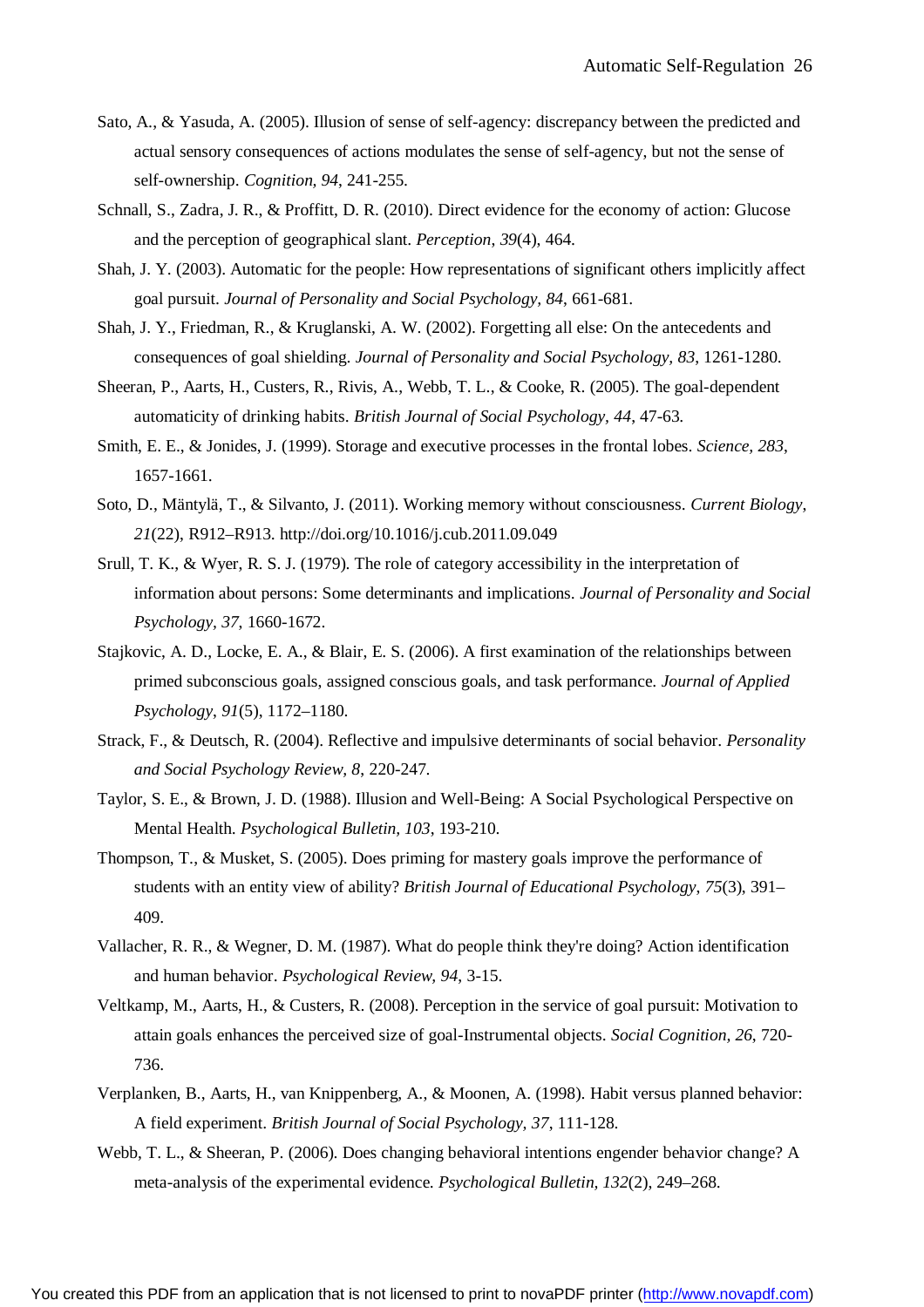Sato, A., & Yasuda, A. (2005). Illusion of sense of self-agency: discrepancy between the predicted and actual sensory consequences of actions modulates the sense of self-agency, but not the sense of self-ownership. *Cognition, 94*, 241-255.

Schnall, S., Zadra, J. R., & Proffitt, D. R. (2010). Direct evidence for the economy of action: Glucose and the perception of geographical slant. *Perception, 39*(4), 464.

Shah, J. Y. (2003). Automatic for the people: How representations of significant others implicitly affect goal pursuit. *Journal of Personality and Social Psychology, 84*, 661-681.

Shah, J. Y., Friedman, R., & Kruglanski, A. W. (2002). Forgetting all else: On the antecedents and consequences of goal shielding. *Journal of Personality and Social Psychology, 83*, 1261-1280.

Sheeran, P., Aarts, H., Custers, R., Rivis, A., Webb, T. L., & Cooke, R. (2005). The goal-dependent automaticity of drinking habits. *British Journal of Social Psychology, 44*, 47-63.

Smith, E. E., & Jonides, J. (1999). Storage and executive processes in the frontal lobes. *Science, 283*, 1657-1661.

Soto, D., Mäntylä, T., & Silvanto, J. (2011). Working memory without consciousness. *Current Biology, 21*(22), R912–R913. http://doi.org/10.1016/j.cub.2011.09.049

Srull, T. K., & Wyer, R. S. J. (1979). The role of category accessibility in the interpretation of information about persons: Some determinants and implications. *Journal of Personality and Social Psychology, 37*, 1660-1672.

Stajkovic, A. D., Locke, E. A., & Blair, E. S. (2006). A first examination of the relationships between primed subconscious goals, assigned conscious goals, and task performance. *Journal of Applied Psychology*, *91*(5), 1172–1180.

Strack, F., & Deutsch, R. (2004). Reflective and impulsive determinants of social behavior. *Personality and Social Psychology Review, 8*, 220-247.

Taylor, S. E., & Brown, J. D. (1988). Illusion and Well-Being: A Social Psychological Perspective on Mental Health. *Psychological Bulletin, 103*, 193-210.

Thompson, T., & Musket, S. (2005). Does priming for mastery goals improve the performance of students with an entity view of ability? *British Journal of Educational Psychology*, *75*(3), 391–409.

Vallacher, R. R., & Wegner, D. M. (1987). What do people think they're doing? Action identification and human behavior. *Psychological Review, 94*, 3-15.

Veltkamp, M., Aarts, H., & Custers, R. (2008). Perception in the service of goal pursuit: Motivation to attain goals enhances the perceived size of goal-Instrumental objects. *Social Cognition, 26*, 720-736.

Verplanken, B., Aarts, H., van Knippenberg, A., & Moonen, A. (1998). Habit versus planned behavior: A field experiment. *British Journal of Social Psychology, 37*, 111-128.

Webb, T. L., & Sheeran, P. (2006). Does changing behavioral intentions engender behavior change? A meta-analysis of the experimental evidence. *Psychological Bulletin, 132*(2), 249–268.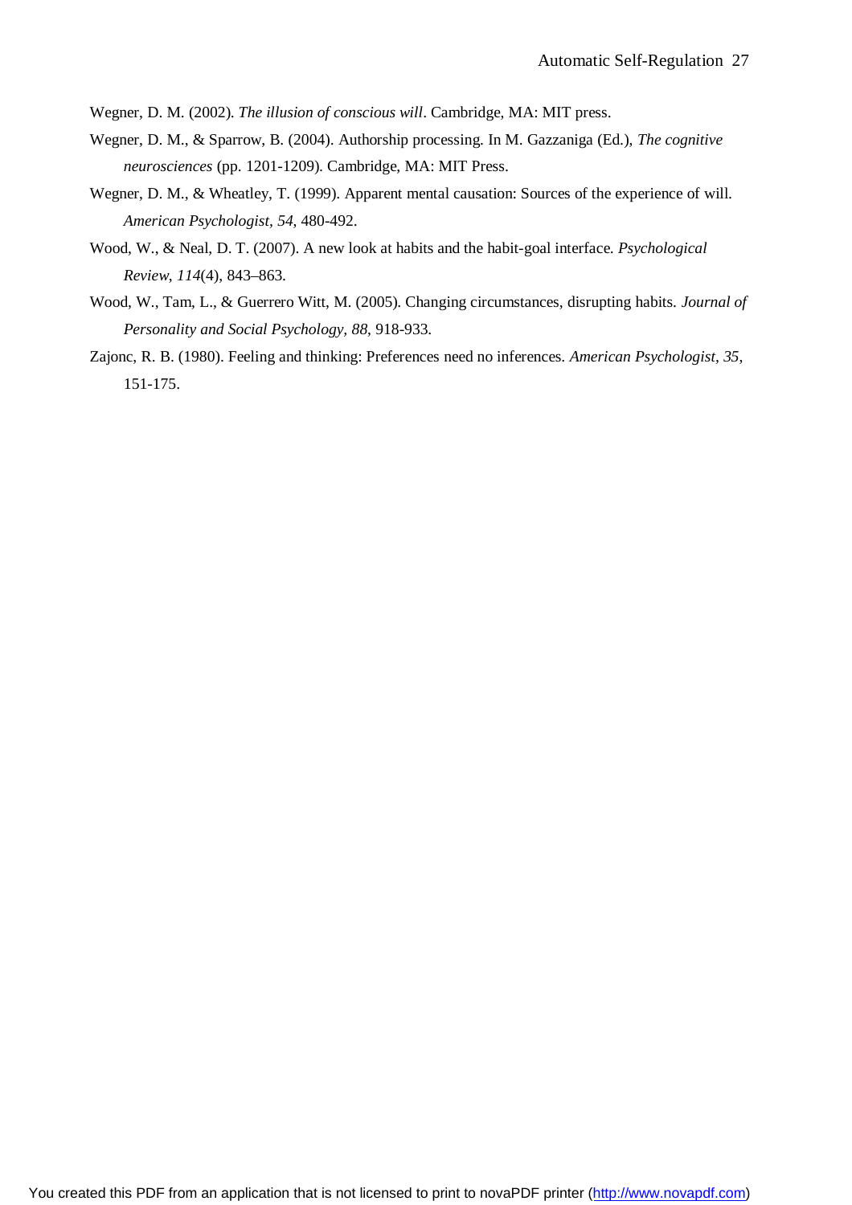Wegner, D. M. (2002). *The illusion of conscious will*. Cambridge, MA: MIT press.

Wegner, D. M., & Sparrow, B. (2004). Authorship processing. In M. Gazzaniga (Ed.), *The cognitive neurosciences* (pp. 1201-1209). Cambridge, MA: MIT Press.

Wegner, D. M., & Wheatley, T. (1999). Apparent mental causation: Sources of the experience of will. *American Psychologist, 54*, 480-492.

Wood, W., & Neal, D. T. (2007). A new look at habits and the habit-goal interface. *Psychological Review*, *114*(4), 843–863.

Wood, W., Tam, L., & Guerrero Witt, M. (2005). Changing circumstances, disrupting habits. *Journal of Personality and Social Psychology, 88*, 918-933.

Zajonc, R. B. (1980). Feeling and thinking: Preferences need no inferences. *American Psychologist*, *35*, 151-175.

You created this PDF from an application that is not licensed to print to novaPDF printer (http://www.novapdf.com)